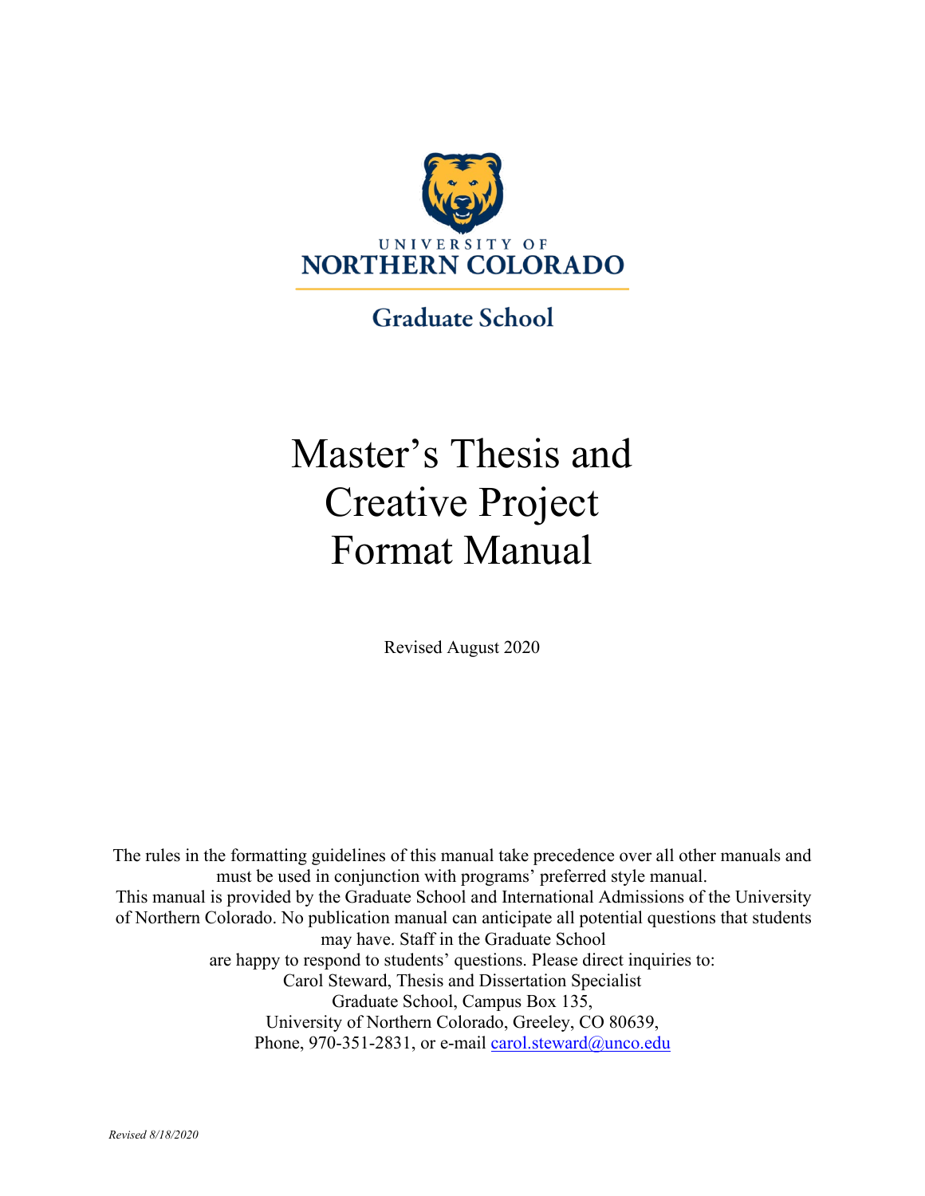UNIVERSITY OF
NORTHERN COLORADO

Graduate School

# Master's Thesis and Creative Project Format Manual

Revised August 2020

The rules in the formatting guidelines of this manual take precedence over all other manuals and must be used in conjunction with programs' preferred style manual.
This manual is provided by the Graduate School and International Admissions of the University of Northern Colorado. No publication manual can anticipate all potential questions that students may have. Staff in the Graduate School
are happy to respond to students' questions. Please direct inquiries to:
Carol Steward, Thesis and Dissertation Specialist
Graduate School, Campus Box 135,
University of Northern Colorado, Greeley, CO 80639,
Phone, 970-351-2831, or e-mail carol.steward@unco.edu

*Revised 8/18/2020*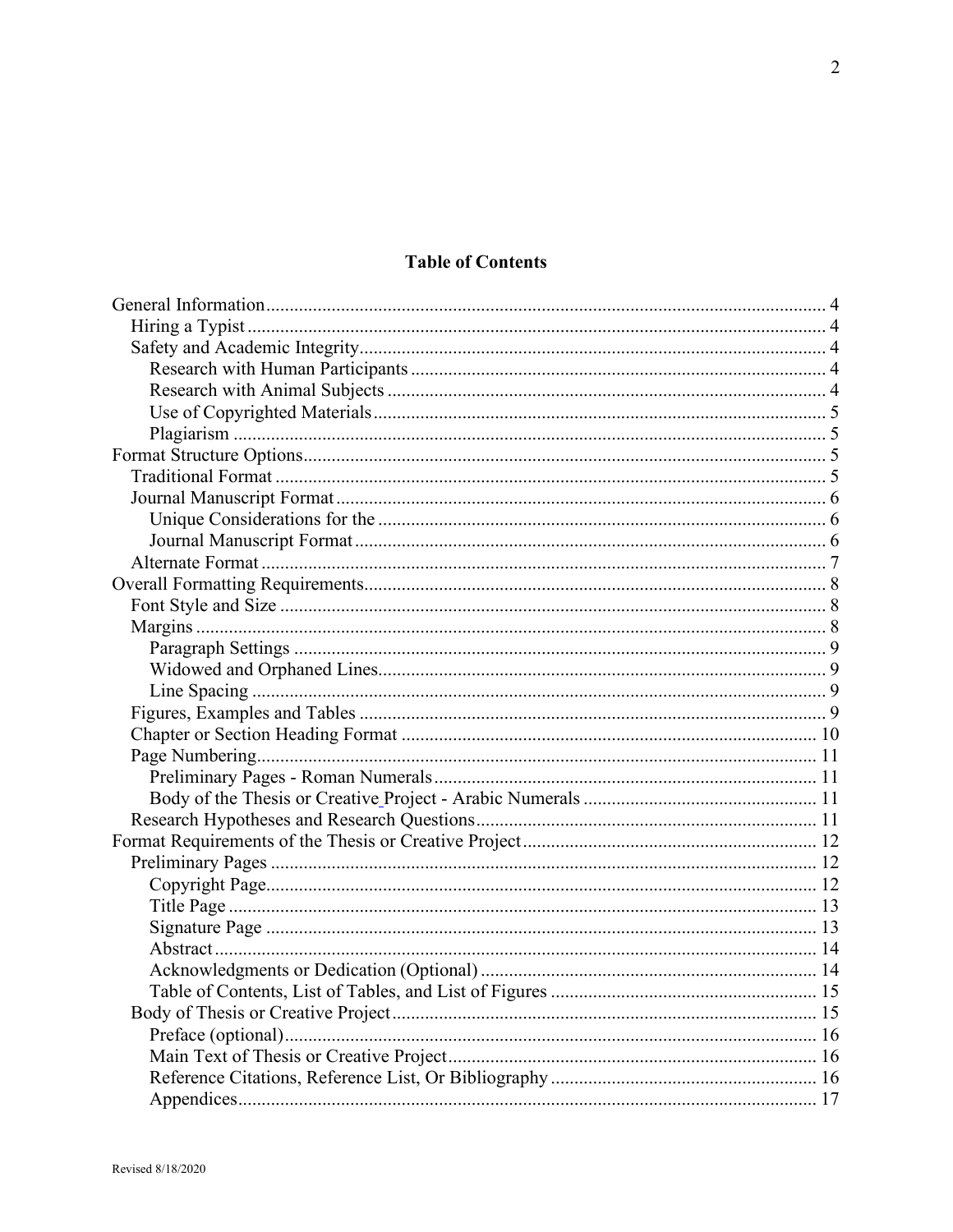**Table of Contents**

- General Information ... 4
  - Hiring a Typist ... 4
  - Safety and Academic Integrity ... 4
    - Research with Human Participants ... 4
    - Research with Animal Subjects ... 4
    - Use of Copyrighted Materials ... 5
    - Plagiarism ... 5
- Format Structure Options ... 5
  - Traditional Format ... 5
  - Journal Manuscript Format ... 6
    - Unique Considerations for the ... 6
    - Journal Manuscript Format ... 6
  - Alternate Format ... 7
- Overall Formatting Requirements ... 8
  - Font Style and Size ... 8
  - Margins ... 8
    - Paragraph Settings ... 9
    - Widowed and Orphaned Lines ... 9
    - Line Spacing ... 9
  - Figures, Examples and Tables ... 9
  - Chapter or Section Heading Format ... 10
  - Page Numbering ... 11
    - Preliminary Pages - Roman Numerals ... 11
    - Body of the Thesis or Creative Project - Arabic Numerals ... 11
  - Research Hypotheses and Research Questions ... 11
- Format Requirements of the Thesis or Creative Project ... 12
  - Preliminary Pages ... 12
    - Copyright Page ... 12
    - Title Page ... 13
    - Signature Page ... 13
    - Abstract ... 14
    - Acknowledgments or Dedication (Optional) ... 14
    - Table of Contents, List of Tables, and List of Figures ... 15
  - Body of Thesis or Creative Project ... 15
    - Preface (optional) ... 16
    - Main Text of Thesis or Creative Project ... 16
    - Reference Citations, Reference List, Or Bibliography ... 16
    - Appendices ... 17

Revised 8/18/2020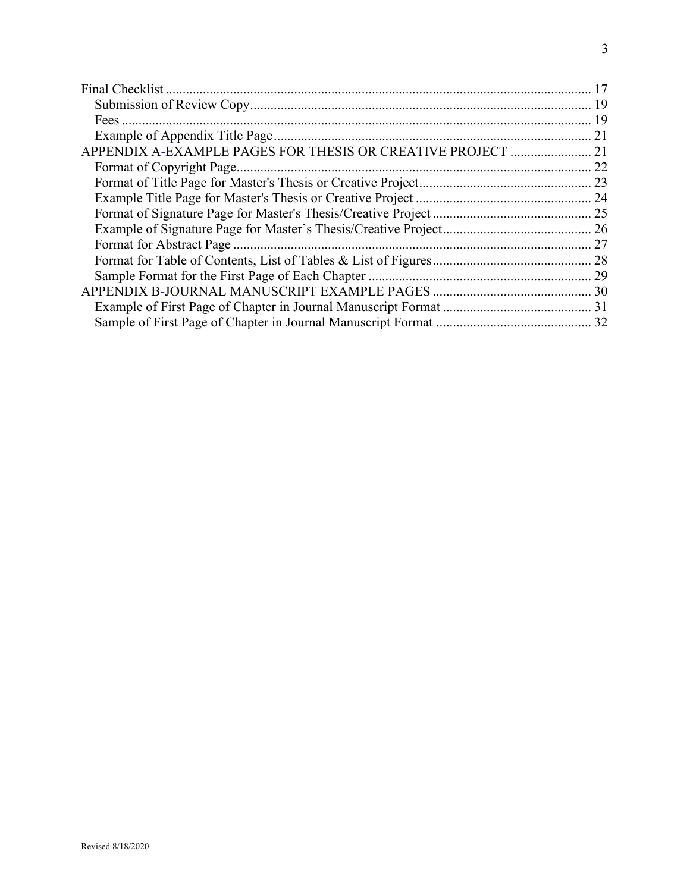Final Checklist ............................................................................................................. 17
- Submission of Review Copy ..................................................................................... 19
- Fees ........................................................................................................................... 19
- Example of Appendix Title Page .............................................................................. 21

APPENDIX A-EXAMPLE PAGES FOR THESIS OR CREATIVE PROJECT ........................ 21
- Format of Copyright Page ......................................................................................... 22
- Format of Title Page for Master's Thesis or Creative Project ................................... 23
- Example Title Page for Master's Thesis or Creative Project .................................... 24
- Format of Signature Page for Master's Thesis/Creative Project ............................... 25
- Example of Signature Page for Master's Thesis/Creative Project ............................ 26
- Format for Abstract Page .......................................................................................... 27
- Format for Table of Contents, List of Tables & List of Figures ............................... 28
- Sample Format for the First Page of Each Chapter .................................................. 29

APPENDIX B-JOURNAL MANUSCRIPT EXAMPLE PAGES ............................................... 30
- Example of First Page of Chapter in Journal Manuscript Format ............................ 31
- Sample of First Page of Chapter in Journal Manuscript Format .............................. 32

Revised 8/18/2020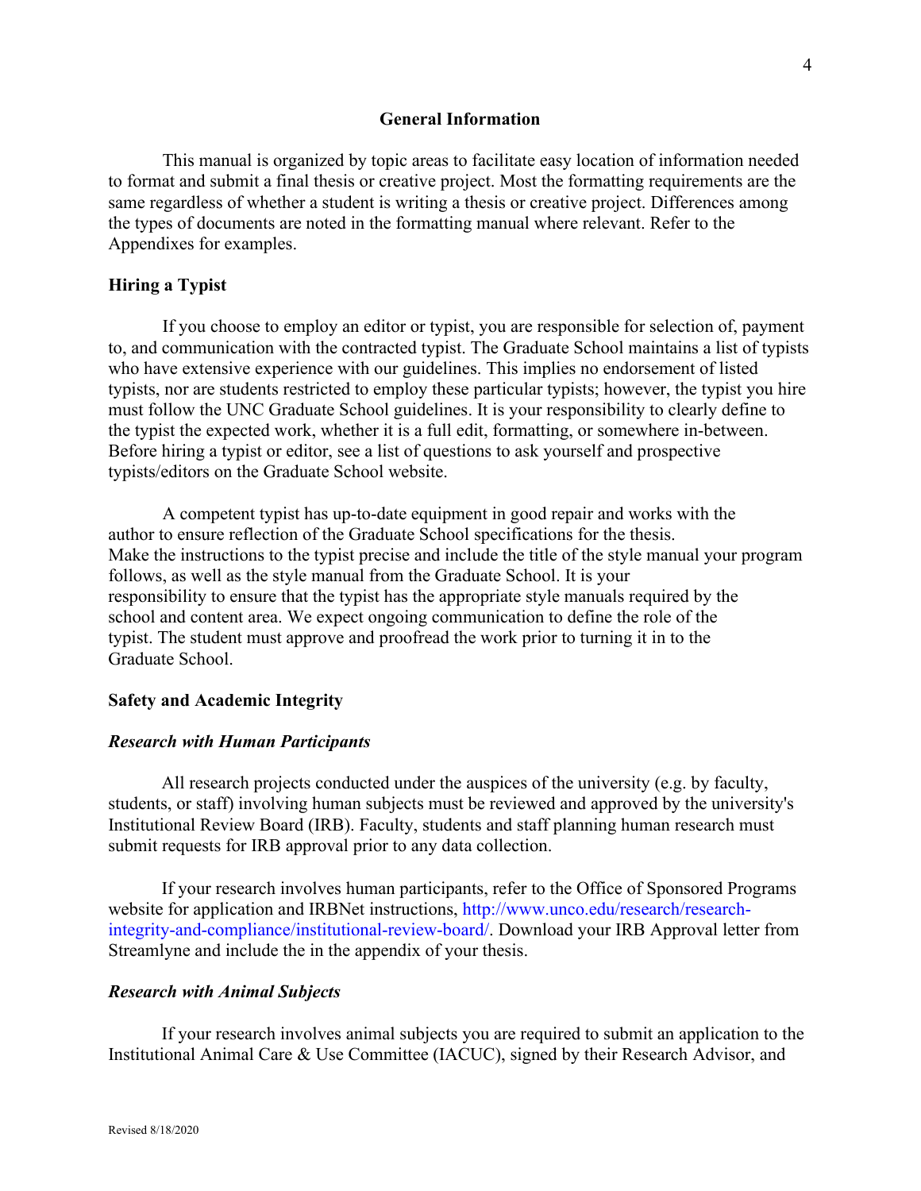## General Information

This manual is organized by topic areas to facilitate easy location of information needed to format and submit a final thesis or creative project. Most the formatting requirements are the same regardless of whether a student is writing a thesis or creative project. Differences among the types of documents are noted in the formatting manual where relevant. Refer to the Appendixes for examples.

### Hiring a Typist

If you choose to employ an editor or typist, you are responsible for selection of, payment to, and communication with the contracted typist. The Graduate School maintains a list of typists who have extensive experience with our guidelines. This implies no endorsement of listed typists, nor are students restricted to employ these particular typists; however, the typist you hire must follow the UNC Graduate School guidelines. It is your responsibility to clearly define to the typist the expected work, whether it is a full edit, formatting, or somewhere in-between. Before hiring a typist or editor, see a list of questions to ask yourself and prospective typists/editors on the Graduate School website.

A competent typist has up-to-date equipment in good repair and works with the author to ensure reflection of the Graduate School specifications for the thesis. Make the instructions to the typist precise and include the title of the style manual your program follows, as well as the style manual from the Graduate School. It is your responsibility to ensure that the typist has the appropriate style manuals required by the school and content area. We expect ongoing communication to define the role of the typist. The student must approve and proofread the work prior to turning it in to the Graduate School.

### Safety and Academic Integrity

#### *Research with Human Participants*

All research projects conducted under the auspices of the university (e.g. by faculty, students, or staff) involving human subjects must be reviewed and approved by the university's Institutional Review Board (IRB). Faculty, students and staff planning human research must submit requests for IRB approval prior to any data collection.

If your research involves human participants, refer to the Office of Sponsored Programs website for application and IRBNet instructions, http://www.unco.edu/research/research-integrity-and-compliance/institutional-review-board/. Download your IRB Approval letter from Streamlyne and include the in the appendix of your thesis.

#### *Research with Animal Subjects*

If your research involves animal subjects you are required to submit an application to the Institutional Animal Care & Use Committee (IACUC), signed by their Research Advisor, and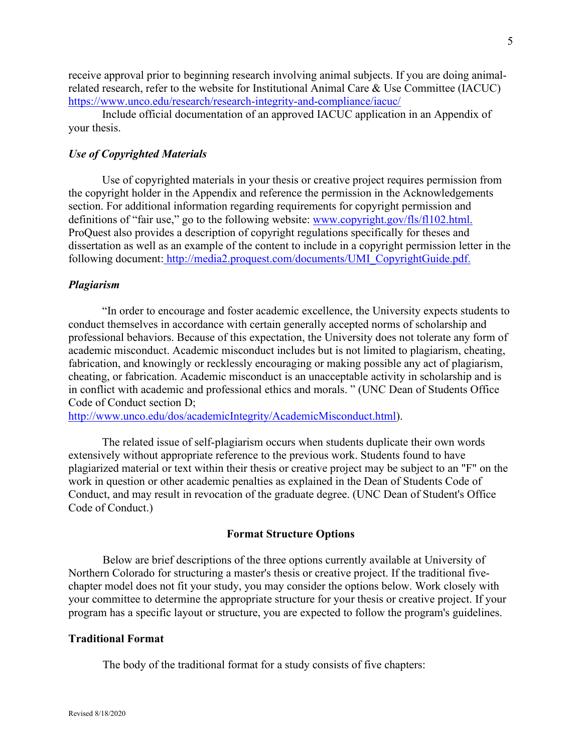receive approval prior to beginning research involving animal subjects. If you are doing animal-related research, refer to the website for Institutional Animal Care & Use Committee (IACUC) https://www.unco.edu/research/research-integrity-and-compliance/iacuc/

Include official documentation of an approved IACUC application in an Appendix of your thesis.

### *Use of Copyrighted Materials*

Use of copyrighted materials in your thesis or creative project requires permission from the copyright holder in the Appendix and reference the permission in the Acknowledgements section. For additional information regarding requirements for copyright permission and definitions of "fair use," go to the following website: www.copyright.gov/fls/fl102.html. ProQuest also provides a description of copyright regulations specifically for theses and dissertation as well as an example of the content to include in a copyright permission letter in the following document: http://media2.proquest.com/documents/UMI_CopyrightGuide.pdf.

### *Plagiarism*

"In order to encourage and foster academic excellence, the University expects students to conduct themselves in accordance with certain generally accepted norms of scholarship and professional behaviors. Because of this expectation, the University does not tolerate any form of academic misconduct. Academic misconduct includes but is not limited to plagiarism, cheating, fabrication, and knowingly or recklessly encouraging or making possible any act of plagiarism, cheating, or fabrication. Academic misconduct is an unacceptable activity in scholarship and is in conflict with academic and professional ethics and morals. " (UNC Dean of Students Office Code of Conduct section D; http://www.unco.edu/dos/academicIntegrity/AcademicMisconduct.html).

The related issue of self-plagiarism occurs when students duplicate their own words extensively without appropriate reference to the previous work. Students found to have plagiarized material or text within their thesis or creative project may be subject to an "F" on the work in question or other academic penalties as explained in the Dean of Students Code of Conduct, and may result in revocation of the graduate degree. (UNC Dean of Student's Office Code of Conduct.)

## Format Structure Options

Below are brief descriptions of the three options currently available at University of Northern Colorado for structuring a master's thesis or creative project. If the traditional five-chapter model does not fit your study, you may consider the options below. Work closely with your committee to determine the appropriate structure for your thesis or creative project. If your program has a specific layout or structure, you are expected to follow the program's guidelines.

### Traditional Format

The body of the traditional format for a study consists of five chapters: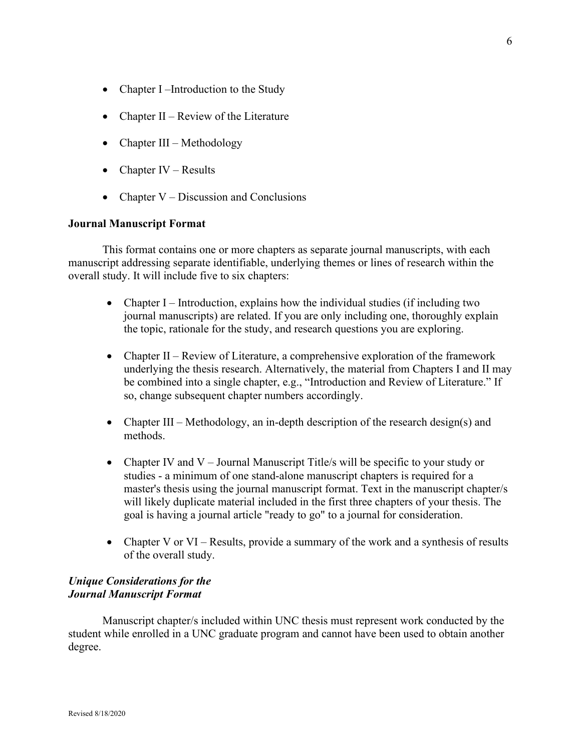- Chapter I –Introduction to the Study
- Chapter II – Review of the Literature
- Chapter III – Methodology
- Chapter IV – Results
- Chapter V – Discussion and Conclusions

**Journal Manuscript Format**

This format contains one or more chapters as separate journal manuscripts, with each manuscript addressing separate identifiable, underlying themes or lines of research within the overall study. It will include five to six chapters:

- Chapter I – Introduction, explains how the individual studies (if including two journal manuscripts) are related. If you are only including one, thoroughly explain the topic, rationale for the study, and research questions you are exploring.
- Chapter II – Review of Literature, a comprehensive exploration of the framework underlying the thesis research. Alternatively, the material from Chapters I and II may be combined into a single chapter, e.g., "Introduction and Review of Literature." If so, change subsequent chapter numbers accordingly.
- Chapter III – Methodology, an in-depth description of the research design(s) and methods.
- Chapter IV and V – Journal Manuscript Title/s will be specific to your study or studies - a minimum of one stand-alone manuscript chapters is required for a master's thesis using the journal manuscript format. Text in the manuscript chapter/s will likely duplicate material included in the first three chapters of your thesis. The goal is having a journal article "ready to go" to a journal for consideration.
- Chapter V or VI – Results, provide a summary of the work and a synthesis of results of the overall study.

***Unique Considerations for the Journal Manuscript Format***

Manuscript chapter/s included within UNC thesis must represent work conducted by the student while enrolled in a UNC graduate program and cannot have been used to obtain another degree.

Revised 8/18/2020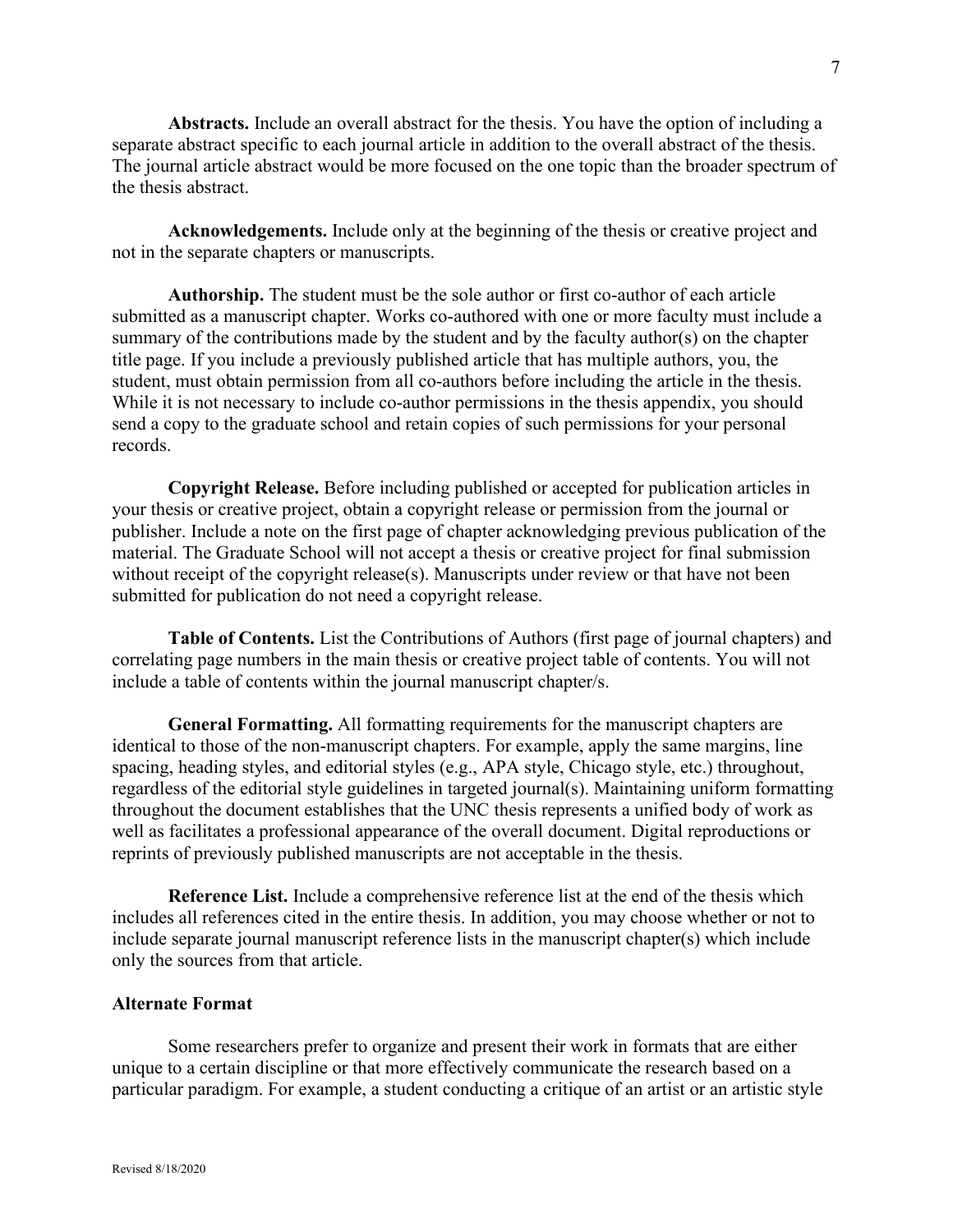**Abstracts.** Include an overall abstract for the thesis. You have the option of including a separate abstract specific to each journal article in addition to the overall abstract of the thesis. The journal article abstract would be more focused on the one topic than the broader spectrum of the thesis abstract.

**Acknowledgements.** Include only at the beginning of the thesis or creative project and not in the separate chapters or manuscripts.

**Authorship.** The student must be the sole author or first co-author of each article submitted as a manuscript chapter. Works co-authored with one or more faculty must include a summary of the contributions made by the student and by the faculty author(s) on the chapter title page. If you include a previously published article that has multiple authors, you, the student, must obtain permission from all co-authors before including the article in the thesis. While it is not necessary to include co-author permissions in the thesis appendix, you should send a copy to the graduate school and retain copies of such permissions for your personal records.

**Copyright Release.** Before including published or accepted for publication articles in your thesis or creative project, obtain a copyright release or permission from the journal or publisher. Include a note on the first page of chapter acknowledging previous publication of the material. The Graduate School will not accept a thesis or creative project for final submission without receipt of the copyright release(s). Manuscripts under review or that have not been submitted for publication do not need a copyright release.

**Table of Contents.** List the Contributions of Authors (first page of journal chapters) and correlating page numbers in the main thesis or creative project table of contents. You will not include a table of contents within the journal manuscript chapter/s.

**General Formatting.** All formatting requirements for the manuscript chapters are identical to those of the non-manuscript chapters. For example, apply the same margins, line spacing, heading styles, and editorial styles (e.g., APA style, Chicago style, etc.) throughout, regardless of the editorial style guidelines in targeted journal(s). Maintaining uniform formatting throughout the document establishes that the UNC thesis represents a unified body of work as well as facilitates a professional appearance of the overall document. Digital reproductions or reprints of previously published manuscripts are not acceptable in the thesis.

**Reference List.** Include a comprehensive reference list at the end of the thesis which includes all references cited in the entire thesis. In addition, you may choose whether or not to include separate journal manuscript reference lists in the manuscript chapter(s) which include only the sources from that article.

### Alternate Format

Some researchers prefer to organize and present their work in formats that are either unique to a certain discipline or that more effectively communicate the research based on a particular paradigm. For example, a student conducting a critique of an artist or an artistic style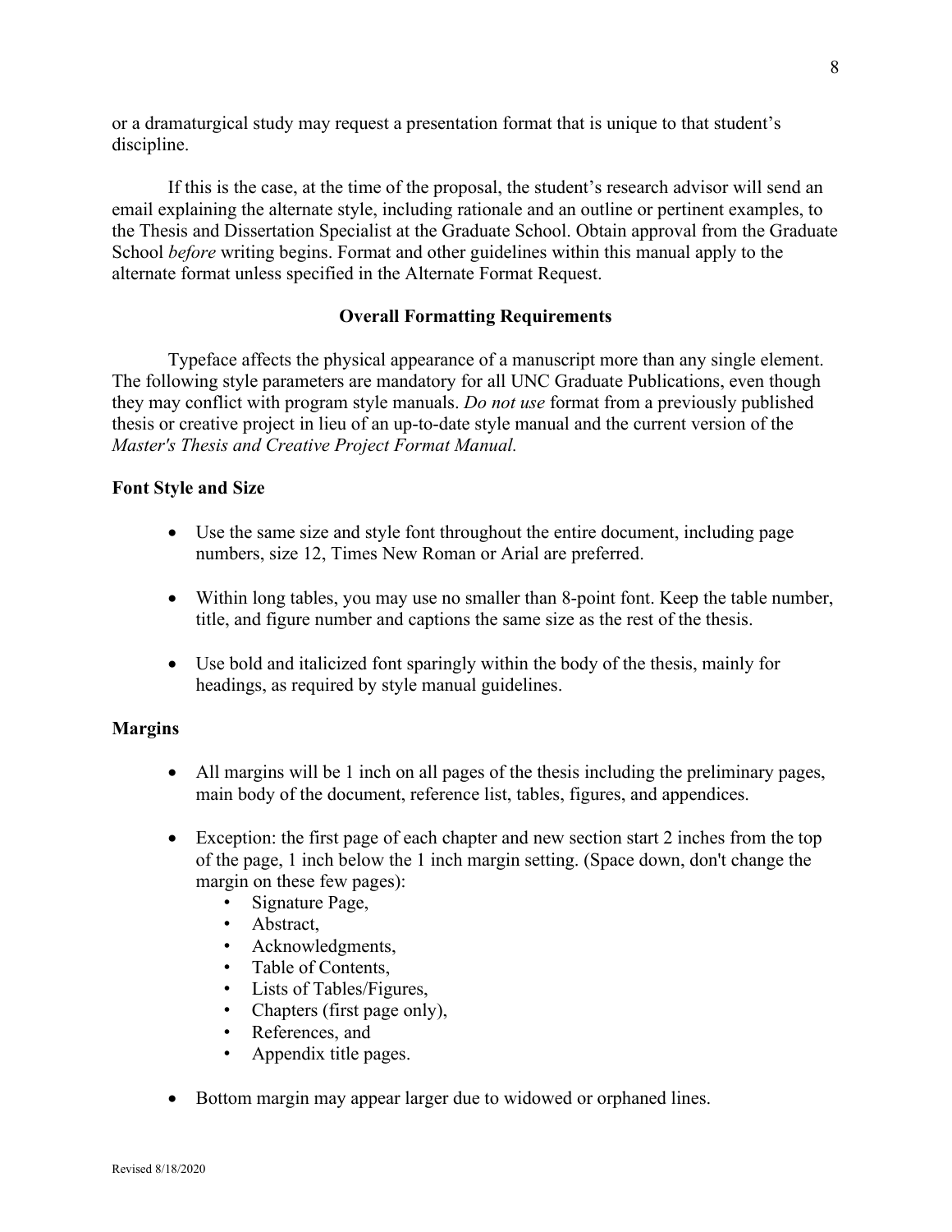or a dramaturgical study may request a presentation format that is unique to that student's discipline.

If this is the case, at the time of the proposal, the student's research advisor will send an email explaining the alternate style, including rationale and an outline or pertinent examples, to the Thesis and Dissertation Specialist at the Graduate School. Obtain approval from the Graduate School *before* writing begins. Format and other guidelines within this manual apply to the alternate format unless specified in the Alternate Format Request.

## Overall Formatting Requirements

Typeface affects the physical appearance of a manuscript more than any single element. The following style parameters are mandatory for all UNC Graduate Publications, even though they may conflict with program style manuals. *Do not use* format from a previously published thesis or creative project in lieu of an up-to-date style manual and the current version of the *Master's Thesis and Creative Project Format Manual.*

### Font Style and Size

- Use the same size and style font throughout the entire document, including page numbers, size 12, Times New Roman or Arial are preferred.
- Within long tables, you may use no smaller than 8-point font. Keep the table number, title, and figure number and captions the same size as the rest of the thesis.
- Use bold and italicized font sparingly within the body of the thesis, mainly for headings, as required by style manual guidelines.

### Margins

- All margins will be 1 inch on all pages of the thesis including the preliminary pages, main body of the document, reference list, tables, figures, and appendices.
- Exception: the first page of each chapter and new section start 2 inches from the top of the page, 1 inch below the 1 inch margin setting. (Space down, don't change the margin on these few pages):
    - Signature Page,
    - Abstract,
    - Acknowledgments,
    - Table of Contents,
    - Lists of Tables/Figures,
    - Chapters (first page only),
    - References, and
    - Appendix title pages.
- Bottom margin may appear larger due to widowed or orphaned lines.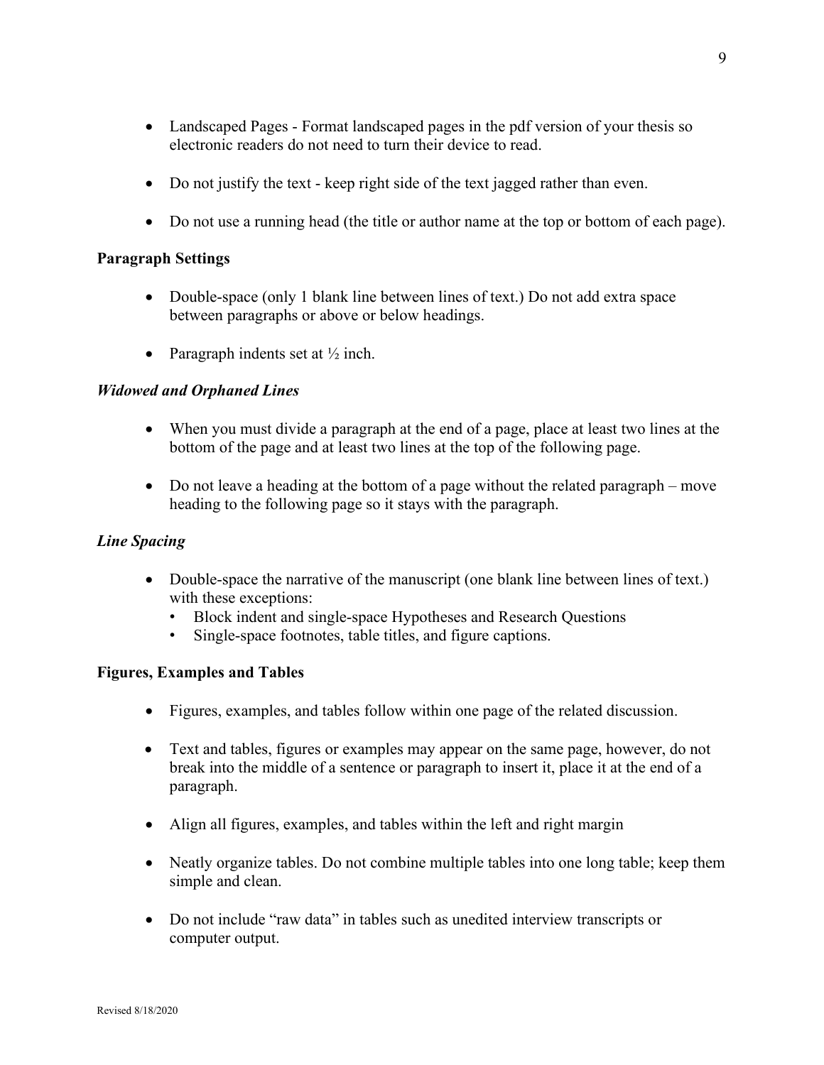- Landscaped Pages - Format landscaped pages in the pdf version of your thesis so electronic readers do not need to turn their device to read.

- Do not justify the text - keep right side of the text jagged rather than even.

- Do not use a running head (the title or author name at the top or bottom of each page).

**Paragraph Settings**

- Double-space (only 1 blank line between lines of text.) Do not add extra space between paragraphs or above or below headings.

- Paragraph indents set at ½ inch.

***Widowed and Orphaned Lines***

- When you must divide a paragraph at the end of a page, place at least two lines at the bottom of the page and at least two lines at the top of the following page.

- Do not leave a heading at the bottom of a page without the related paragraph – move heading to the following page so it stays with the paragraph.

***Line Spacing***

- Double-space the narrative of the manuscript (one blank line between lines of text.) with these exceptions:
  - Block indent and single-space Hypotheses and Research Questions
  - Single-space footnotes, table titles, and figure captions.

**Figures, Examples and Tables**

- Figures, examples, and tables follow within one page of the related discussion.

- Text and tables, figures or examples may appear on the same page, however, do not break into the middle of a sentence or paragraph to insert it, place it at the end of a paragraph.

- Align all figures, examples, and tables within the left and right margin

- Neatly organize tables. Do not combine multiple tables into one long table; keep them simple and clean.

- Do not include "raw data" in tables such as unedited interview transcripts or computer output.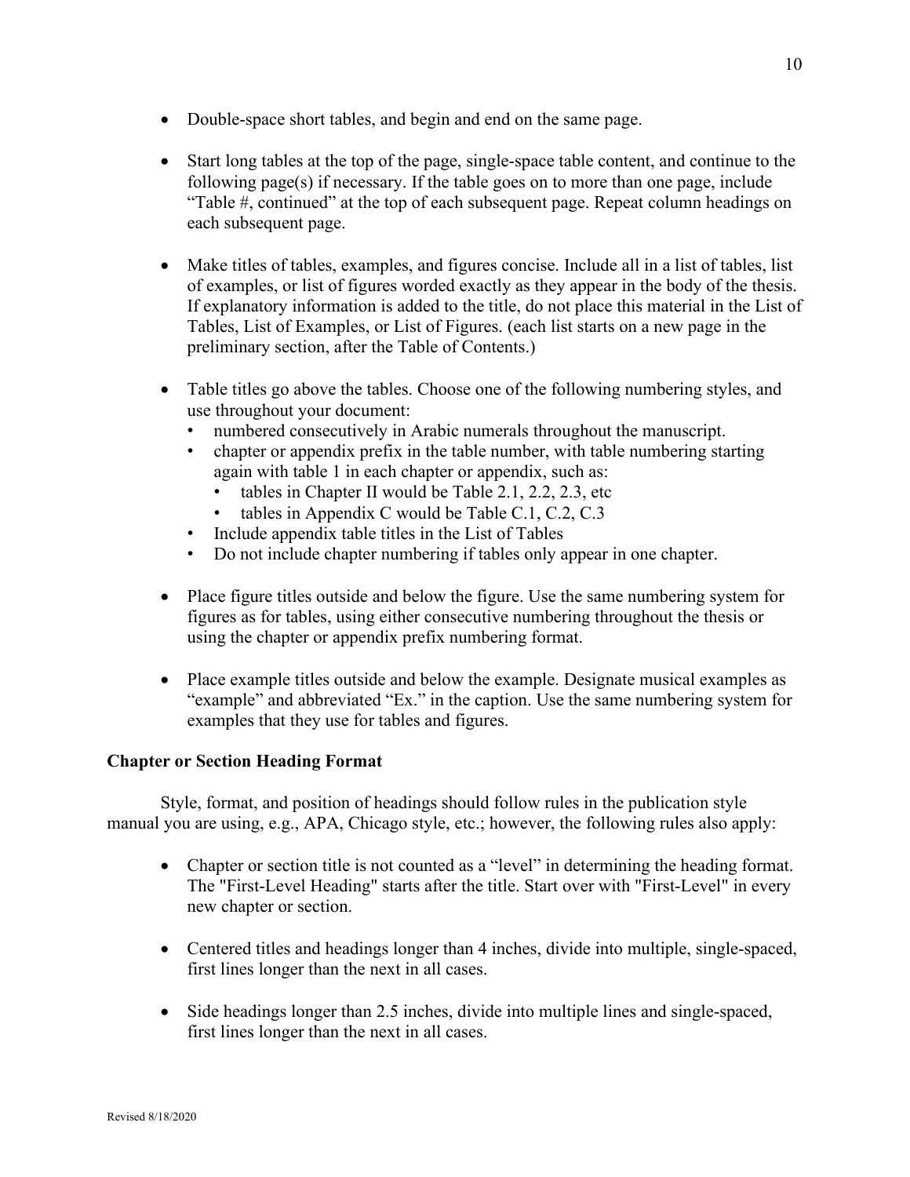- Double-space short tables, and begin and end on the same page.

- Start long tables at the top of the page, single-space table content, and continue to the following page(s) if necessary. If the table goes on to more than one page, include "Table #, continued" at the top of each subsequent page. Repeat column headings on each subsequent page.

- Make titles of tables, examples, and figures concise. Include all in a list of tables, list of examples, or list of figures worded exactly as they appear in the body of the thesis. If explanatory information is added to the title, do not place this material in the List of Tables, List of Examples, or List of Figures. (each list starts on a new page in the preliminary section, after the Table of Contents.)

- Table titles go above the tables. Choose one of the following numbering styles, and use throughout your document:
  - numbered consecutively in Arabic numerals throughout the manuscript.
  - chapter or appendix prefix in the table number, with table numbering starting again with table 1 in each chapter or appendix, such as:
    - tables in Chapter II would be Table 2.1, 2.2, 2.3, etc
    - tables in Appendix C would be Table C.1, C.2, C.3
  - Include appendix table titles in the List of Tables
  - Do not include chapter numbering if tables only appear in one chapter.

- Place figure titles outside and below the figure. Use the same numbering system for figures as for tables, using either consecutive numbering throughout the thesis or using the chapter or appendix prefix numbering format.

- Place example titles outside and below the example. Designate musical examples as "example" and abbreviated "Ex." in the caption. Use the same numbering system for examples that they use for tables and figures.

**Chapter or Section Heading Format**

Style, format, and position of headings should follow rules in the publication style manual you are using, e.g., APA, Chicago style, etc.; however, the following rules also apply:

- Chapter or section title is not counted as a "level" in determining the heading format. The "First-Level Heading" starts after the title. Start over with "First-Level" in every new chapter or section.

- Centered titles and headings longer than 4 inches, divide into multiple, single-spaced, first lines longer than the next in all cases.

- Side headings longer than 2.5 inches, divide into multiple lines and single-spaced, first lines longer than the next in all cases.

Revised 8/18/2020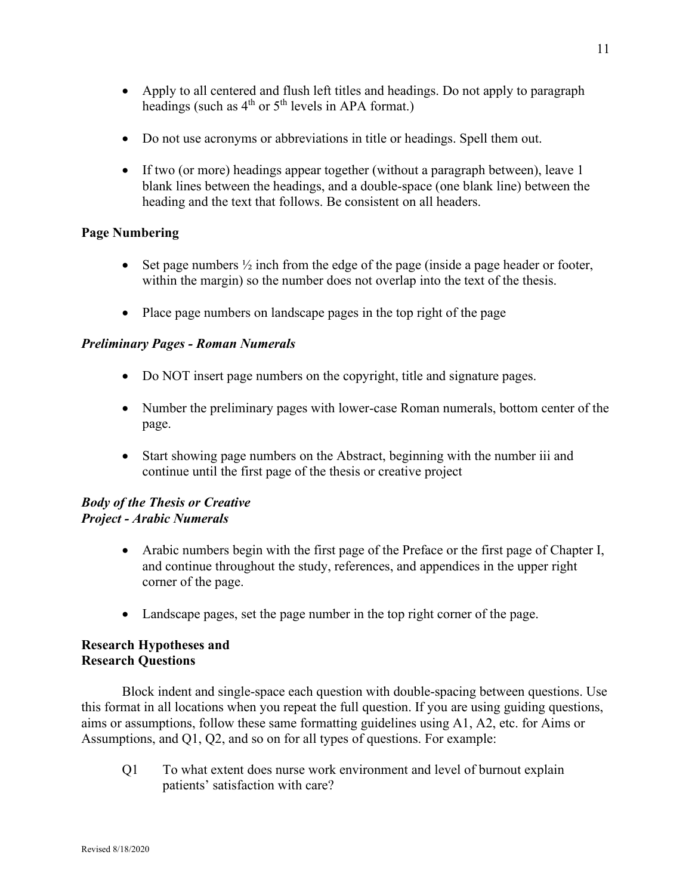- Apply to all centered and flush left titles and headings. Do not apply to paragraph headings (such as 4th or 5th levels in APA format.)

- Do not use acronyms or abbreviations in title or headings. Spell them out.

- If two (or more) headings appear together (without a paragraph between), leave 1 blank lines between the headings, and a double-space (one blank line) between the heading and the text that follows. Be consistent on all headers.

## Page Numbering

- Set page numbers ½ inch from the edge of the page (inside a page header or footer, within the margin) so the number does not overlap into the text of the thesis.

- Place page numbers on landscape pages in the top right of the page

### *Preliminary Pages - Roman Numerals*

- Do NOT insert page numbers on the copyright, title and signature pages.

- Number the preliminary pages with lower-case Roman numerals, bottom center of the page.

- Start showing page numbers on the Abstract, beginning with the number iii and continue until the first page of the thesis or creative project

### *Body of the Thesis or Creative Project - Arabic Numerals*

- Arabic numbers begin with the first page of the Preface or the first page of Chapter I, and continue throughout the study, references, and appendices in the upper right corner of the page.

- Landscape pages, set the page number in the top right corner of the page.

## Research Hypotheses and Research Questions

Block indent and single-space each question with double-spacing between questions. Use this format in all locations when you repeat the full question. If you are using guiding questions, aims or assumptions, follow these same formatting guidelines using A1, A2, etc. for Aims or Assumptions, and Q1, Q2, and so on for all types of questions. For example:

> Q1 To what extent does nurse work environment and level of burnout explain patients' satisfaction with care?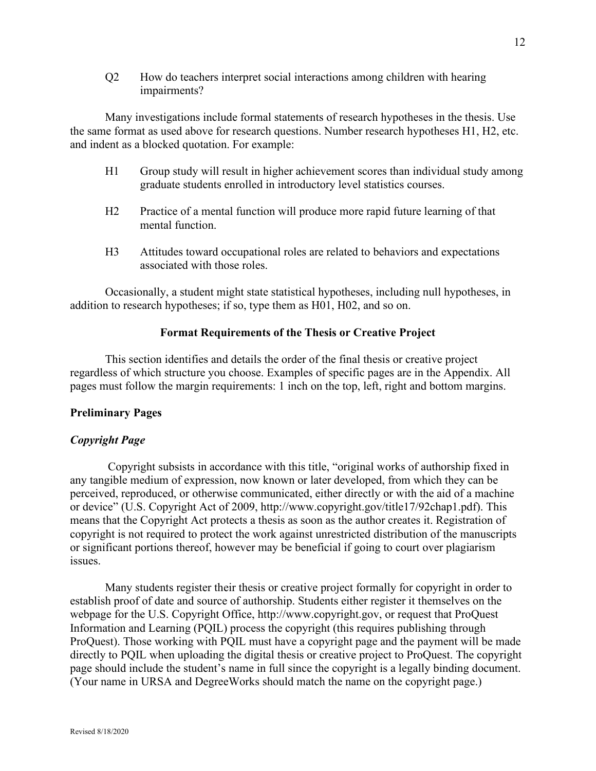Q2 How do teachers interpret social interactions among children with hearing impairments?

Many investigations include formal statements of research hypotheses in the thesis. Use the same format as used above for research questions. Number research hypotheses H1, H2, etc. and indent as a blocked quotation. For example:

> H1 Group study will result in higher achievement scores than individual study among graduate students enrolled in introductory level statistics courses.
>
> H2 Practice of a mental function will produce more rapid future learning of that mental function.
>
> H3 Attitudes toward occupational roles are related to behaviors and expectations associated with those roles.

Occasionally, a student might state statistical hypotheses, including null hypotheses, in addition to research hypotheses; if so, type them as H01, H02, and so on.

## Format Requirements of the Thesis or Creative Project

This section identifies and details the order of the final thesis or creative project regardless of which structure you choose. Examples of specific pages are in the Appendix. All pages must follow the margin requirements: 1 inch on the top, left, right and bottom margins.

### Preliminary Pages

#### *Copyright Page*

Copyright subsists in accordance with this title, "original works of authorship fixed in any tangible medium of expression, now known or later developed, from which they can be perceived, reproduced, or otherwise communicated, either directly or with the aid of a machine or device" (U.S. Copyright Act of 2009, http://www.copyright.gov/title17/92chap1.pdf). This means that the Copyright Act protects a thesis as soon as the author creates it. Registration of copyright is not required to protect the work against unrestricted distribution of the manuscripts or significant portions thereof, however may be beneficial if going to court over plagiarism issues.

Many students register their thesis or creative project formally for copyright in order to establish proof of date and source of authorship. Students either register it themselves on the webpage for the U.S. Copyright Office, http://www.copyright.gov, or request that ProQuest Information and Learning (PQIL) process the copyright (this requires publishing through ProQuest). Those working with PQIL must have a copyright page and the payment will be made directly to PQIL when uploading the digital thesis or creative project to ProQuest. The copyright page should include the student's name in full since the copyright is a legally binding document. (Your name in URSA and DegreeWorks should match the name on the copyright page.)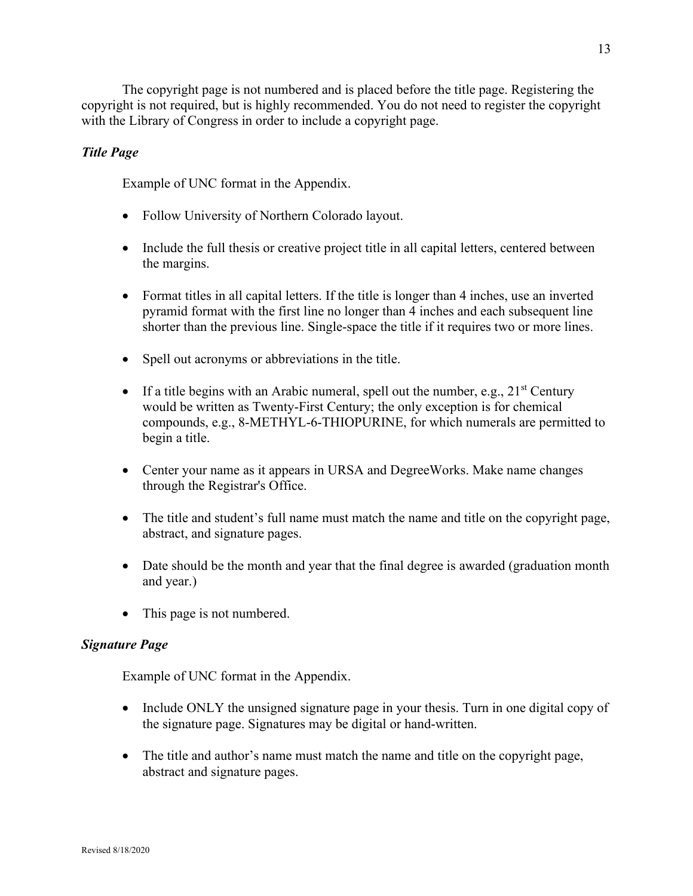The copyright page is not numbered and is placed before the title page. Registering the copyright is not required, but is highly recommended. You do not need to register the copyright with the Library of Congress in order to include a copyright page.

### *Title Page*

Example of UNC format in the Appendix.

- Follow University of Northern Colorado layout.
- Include the full thesis or creative project title in all capital letters, centered between the margins.
- Format titles in all capital letters. If the title is longer than 4 inches, use an inverted pyramid format with the first line no longer than 4 inches and each subsequent line shorter than the previous line. Single-space the title if it requires two or more lines.
- Spell out acronyms or abbreviations in the title.
- If a title begins with an Arabic numeral, spell out the number, e.g., 21$^{st}$ Century would be written as Twenty-First Century; the only exception is for chemical compounds, e.g., 8-METHYL-6-THIOPURINE, for which numerals are permitted to begin a title.
- Center your name as it appears in URSA and DegreeWorks. Make name changes through the Registrar's Office.
- The title and student's full name must match the name and title on the copyright page, abstract, and signature pages.
- Date should be the month and year that the final degree is awarded (graduation month and year.)
- This page is not numbered.

### *Signature Page*

Example of UNC format in the Appendix.

- Include ONLY the unsigned signature page in your thesis. Turn in one digital copy of the signature page. Signatures may be digital or hand-written.
- The title and author's name must match the name and title on the copyright page, abstract and signature pages.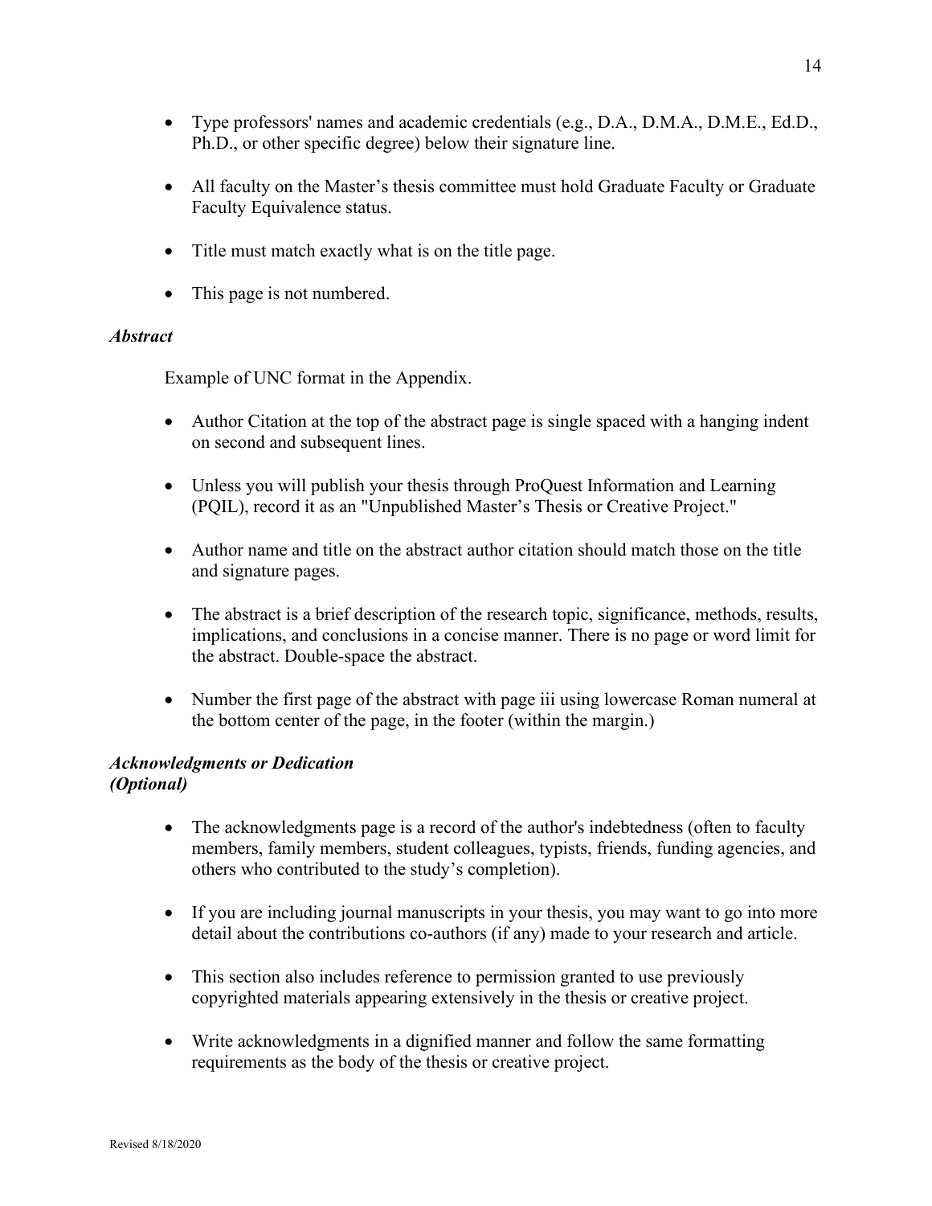- Type professors' names and academic credentials (e.g., D.A., D.M.A., D.M.E., Ed.D., Ph.D., or other specific degree) below their signature line.
- All faculty on the Master's thesis committee must hold Graduate Faculty or Graduate Faculty Equivalence status.
- Title must match exactly what is on the title page.
- This page is not numbered.

***Abstract***

Example of UNC format in the Appendix.

- Author Citation at the top of the abstract page is single spaced with a hanging indent on second and subsequent lines.
- Unless you will publish your thesis through ProQuest Information and Learning (PQIL), record it as an "Unpublished Master's Thesis or Creative Project."
- Author name and title on the abstract author citation should match those on the title and signature pages.
- The abstract is a brief description of the research topic, significance, methods, results, implications, and conclusions in a concise manner. There is no page or word limit for the abstract. Double-space the abstract.
- Number the first page of the abstract with page iii using lowercase Roman numeral at the bottom center of the page, in the footer (within the margin.)

***Acknowledgments or Dedication (Optional)***

- The acknowledgments page is a record of the author's indebtedness (often to faculty members, family members, student colleagues, typists, friends, funding agencies, and others who contributed to the study's completion).
- If you are including journal manuscripts in your thesis, you may want to go into more detail about the contributions co-authors (if any) made to your research and article.
- This section also includes reference to permission granted to use previously copyrighted materials appearing extensively in the thesis or creative project.
- Write acknowledgments in a dignified manner and follow the same formatting requirements as the body of the thesis or creative project.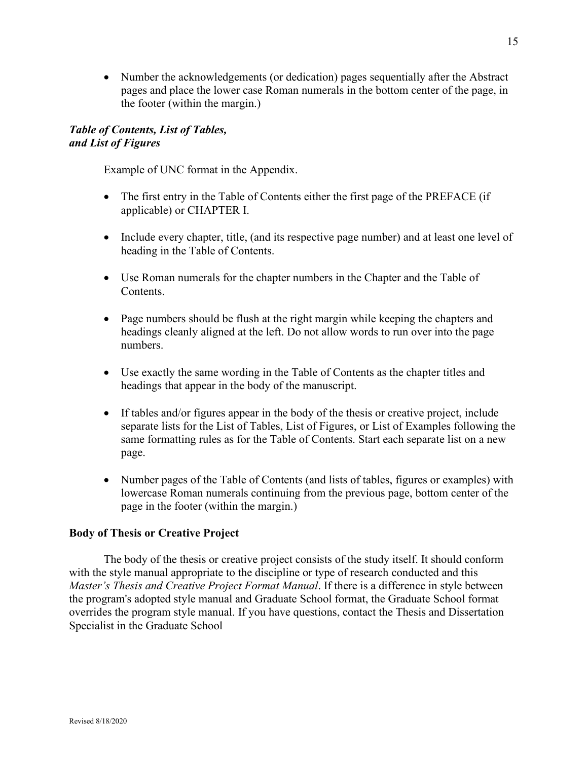- Number the acknowledgements (or dedication) pages sequentially after the Abstract pages and place the lower case Roman numerals in the bottom center of the page, in the footer (within the margin.)

### *Table of Contents, List of Tables, and List of Figures*

Example of UNC format in the Appendix.

- The first entry in the Table of Contents either the first page of the PREFACE (if applicable) or CHAPTER I.
- Include every chapter, title, (and its respective page number) and at least one level of heading in the Table of Contents.
- Use Roman numerals for the chapter numbers in the Chapter and the Table of Contents.
- Page numbers should be flush at the right margin while keeping the chapters and headings cleanly aligned at the left. Do not allow words to run over into the page numbers.
- Use exactly the same wording in the Table of Contents as the chapter titles and headings that appear in the body of the manuscript.
- If tables and/or figures appear in the body of the thesis or creative project, include separate lists for the List of Tables, List of Figures, or List of Examples following the same formatting rules as for the Table of Contents. Start each separate list on a new page.
- Number pages of the Table of Contents (and lists of tables, figures or examples) with lowercase Roman numerals continuing from the previous page, bottom center of the page in the footer (within the margin.)

## **Body of Thesis or Creative Project**

The body of the thesis or creative project consists of the study itself. It should conform with the style manual appropriate to the discipline or type of research conducted and this *Master's Thesis and Creative Project Format Manual*. If there is a difference in style between the program's adopted style manual and Graduate School format, the Graduate School format overrides the program style manual. If you have questions, contact the Thesis and Dissertation Specialist in the Graduate School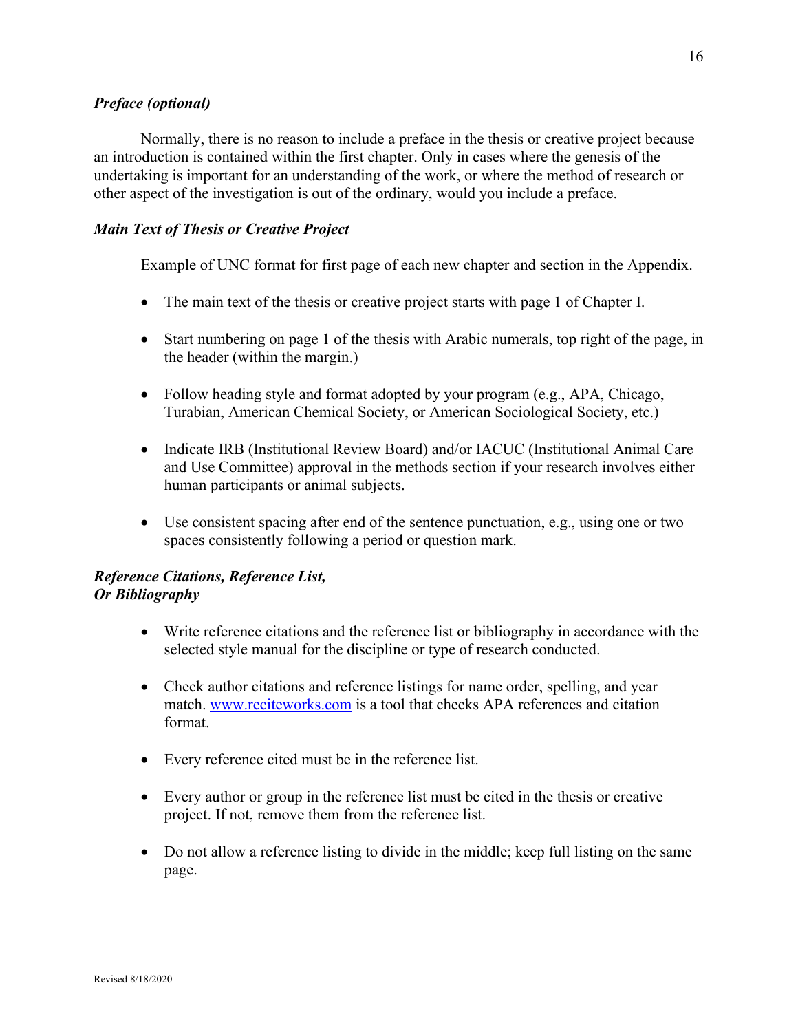### *Preface (optional)*

Normally, there is no reason to include a preface in the thesis or creative project because an introduction is contained within the first chapter. Only in cases where the genesis of the undertaking is important for an understanding of the work, or where the method of research or other aspect of the investigation is out of the ordinary, would you include a preface.

### *Main Text of Thesis or Creative Project*

Example of UNC format for first page of each new chapter and section in the Appendix.

- The main text of the thesis or creative project starts with page 1 of Chapter I.
- Start numbering on page 1 of the thesis with Arabic numerals, top right of the page, in the header (within the margin.)
- Follow heading style and format adopted by your program (e.g., APA, Chicago, Turabian, American Chemical Society, or American Sociological Society, etc.)
- Indicate IRB (Institutional Review Board) and/or IACUC (Institutional Animal Care and Use Committee) approval in the methods section if your research involves either human participants or animal subjects.
- Use consistent spacing after end of the sentence punctuation, e.g., using one or two spaces consistently following a period or question mark.

### *Reference Citations, Reference List, Or Bibliography*

- Write reference citations and the reference list or bibliography in accordance with the selected style manual for the discipline or type of research conducted.
- Check author citations and reference listings for name order, spelling, and year match. [www.reciteworks.com](http://www.reciteworks.com) is a tool that checks APA references and citation format.
- Every reference cited must be in the reference list.
- Every author or group in the reference list must be cited in the thesis or creative project. If not, remove them from the reference list.
- Do not allow a reference listing to divide in the middle; keep full listing on the same page.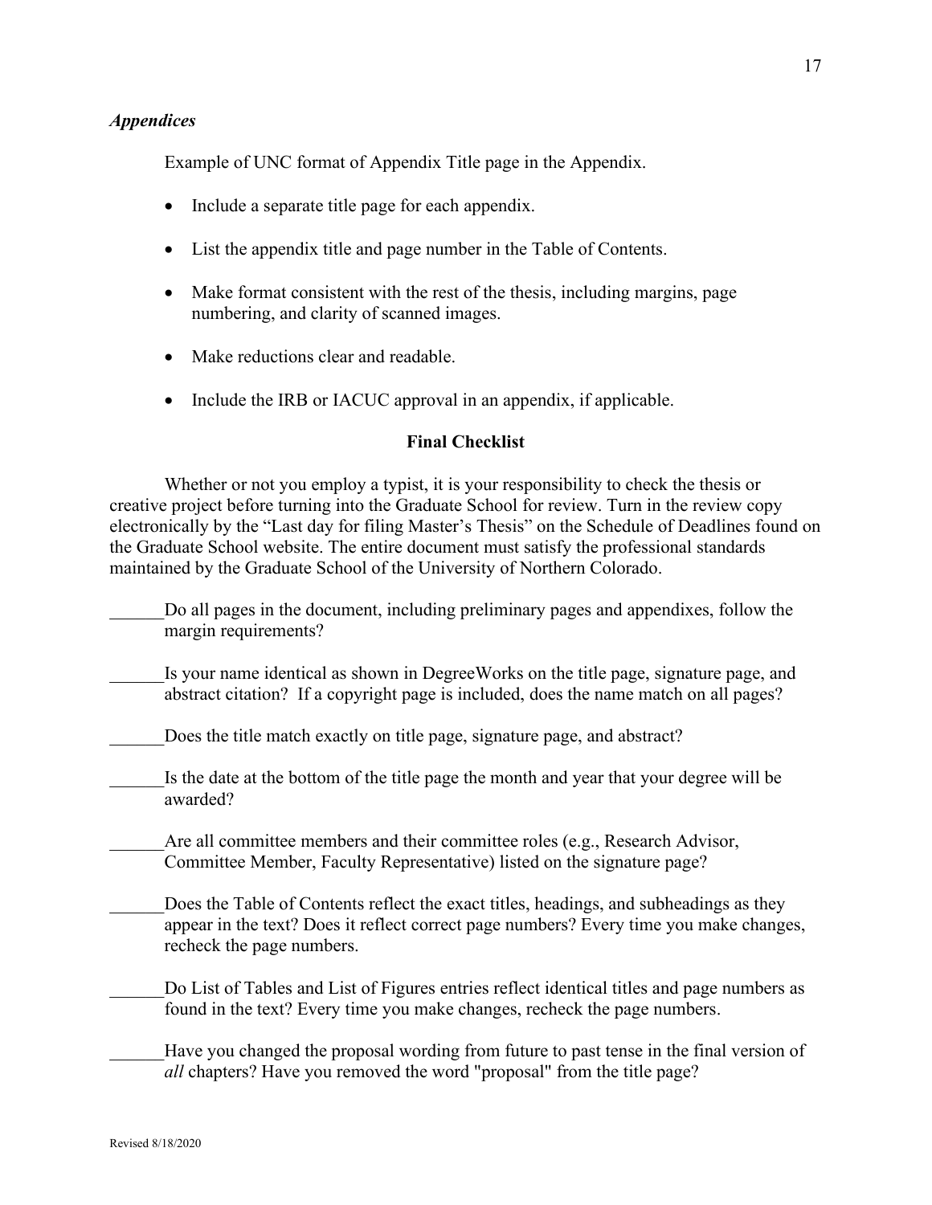### *Appendices*

Example of UNC format of Appendix Title page in the Appendix.

- Include a separate title page for each appendix.
- List the appendix title and page number in the Table of Contents.
- Make format consistent with the rest of the thesis, including margins, page numbering, and clarity of scanned images.
- Make reductions clear and readable.
- Include the IRB or IACUC approval in an appendix, if applicable.

## Final Checklist

Whether or not you employ a typist, it is your responsibility to check the thesis or creative project before turning into the Graduate School for review. Turn in the review copy electronically by the "Last day for filing Master's Thesis" on the Schedule of Deadlines found on the Graduate School website. The entire document must satisfy the professional standards maintained by the Graduate School of the University of Northern Colorado.

______Do all pages in the document, including preliminary pages and appendixes, follow the margin requirements?

______Is your name identical as shown in DegreeWorks on the title page, signature page, and abstract citation? If a copyright page is included, does the name match on all pages?

______Does the title match exactly on title page, signature page, and abstract?

______Is the date at the bottom of the title page the month and year that your degree will be awarded?

______Are all committee members and their committee roles (e.g., Research Advisor, Committee Member, Faculty Representative) listed on the signature page?

______Does the Table of Contents reflect the exact titles, headings, and subheadings as they appear in the text? Does it reflect correct page numbers? Every time you make changes, recheck the page numbers.

______Do List of Tables and List of Figures entries reflect identical titles and page numbers as found in the text? Every time you make changes, recheck the page numbers.

______Have you changed the proposal wording from future to past tense in the final version of *all* chapters? Have you removed the word "proposal" from the title page?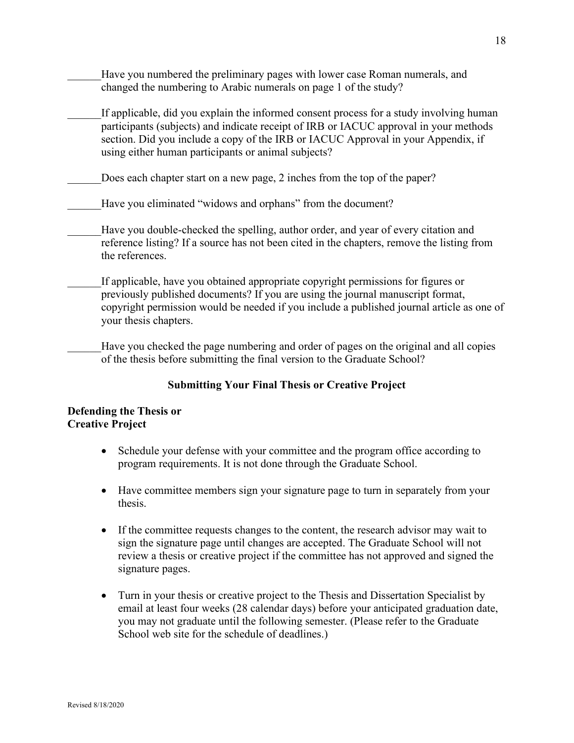______Have you numbered the preliminary pages with lower case Roman numerals, and changed the numbering to Arabic numerals on page 1 of the study?

______If applicable, did you explain the informed consent process for a study involving human participants (subjects) and indicate receipt of IRB or IACUC approval in your methods section. Did you include a copy of the IRB or IACUC Approval in your Appendix, if using either human participants or animal subjects?

______Does each chapter start on a new page, 2 inches from the top of the paper?

______Have you eliminated "widows and orphans" from the document?

______Have you double-checked the spelling, author order, and year of every citation and reference listing? If a source has not been cited in the chapters, remove the listing from the references.

______If applicable, have you obtained appropriate copyright permissions for figures or previously published documents? If you are using the journal manuscript format, copyright permission would be needed if you include a published journal article as one of your thesis chapters.

______Have you checked the page numbering and order of pages on the original and all copies of the thesis before submitting the final version to the Graduate School?

## Submitting Your Final Thesis or Creative Project

### Defending the Thesis or Creative Project

- Schedule your defense with your committee and the program office according to program requirements. It is not done through the Graduate School.
- Have committee members sign your signature page to turn in separately from your thesis.
- If the committee requests changes to the content, the research advisor may wait to sign the signature page until changes are accepted. The Graduate School will not review a thesis or creative project if the committee has not approved and signed the signature pages.
- Turn in your thesis or creative project to the Thesis and Dissertation Specialist by email at least four weeks (28 calendar days) before your anticipated graduation date, you may not graduate until the following semester. (Please refer to the Graduate School web site for the schedule of deadlines.)

Revised 8/18/2020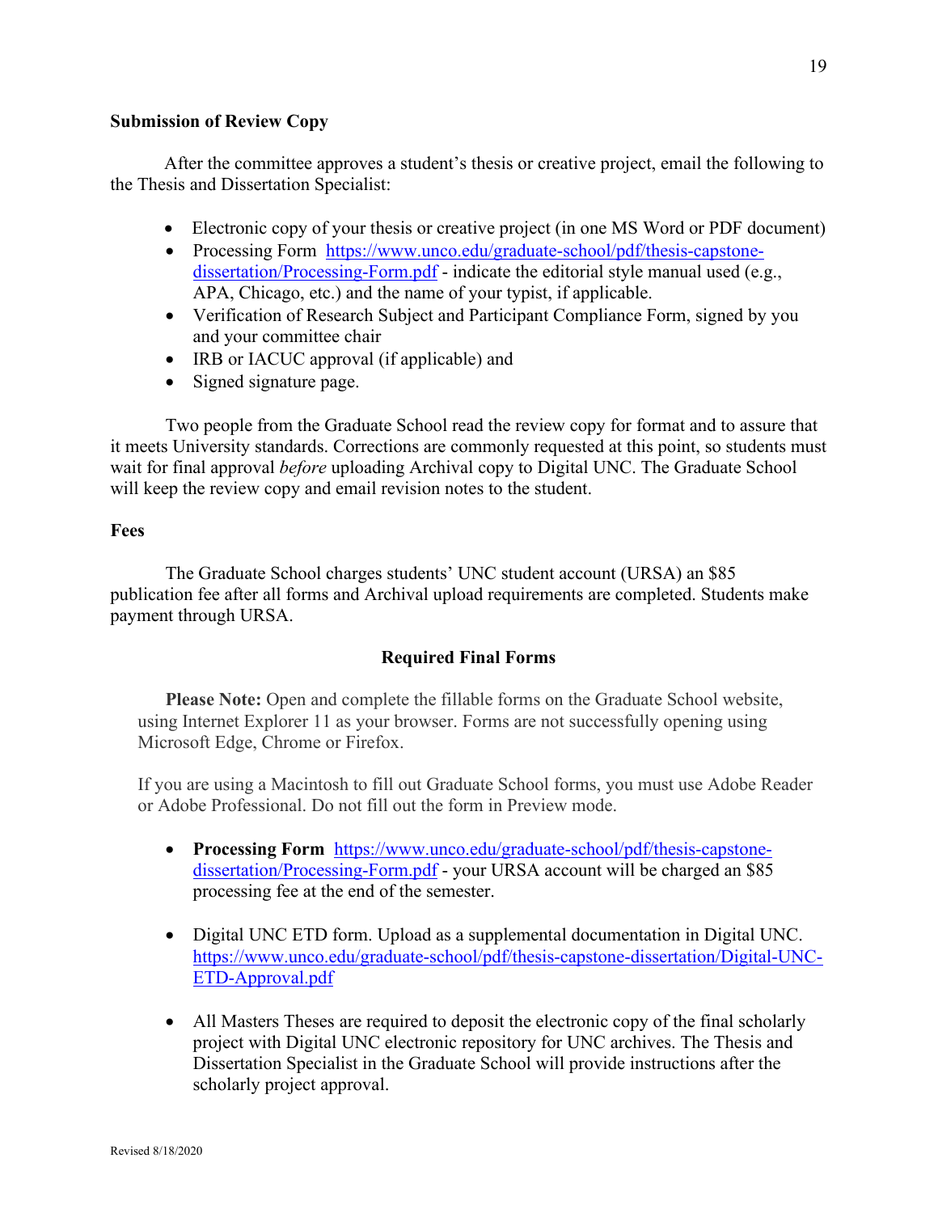**Submission of Review Copy**

After the committee approves a student's thesis or creative project, email the following to the Thesis and Dissertation Specialist:

- Electronic copy of your thesis or creative project (in one MS Word or PDF document)
- Processing Form https://www.unco.edu/graduate-school/pdf/thesis-capstone-dissertation/Processing-Form.pdf - indicate the editorial style manual used (e.g., APA, Chicago, etc.) and the name of your typist, if applicable.
- Verification of Research Subject and Participant Compliance Form, signed by you and your committee chair
- IRB or IACUC approval (if applicable) and
- Signed signature page.

Two people from the Graduate School read the review copy for format and to assure that it meets University standards. Corrections are commonly requested at this point, so students must wait for final approval *before* uploading Archival copy to Digital UNC. The Graduate School will keep the review copy and email revision notes to the student.

**Fees**

The Graduate School charges students' UNC student account (URSA) an $85 publication fee after all forms and Archival upload requirements are completed. Students make payment through URSA.

## Required Final Forms

**Please Note:** Open and complete the fillable forms on the Graduate School website, using Internet Explorer 11 as your browser. Forms are not successfully opening using Microsoft Edge, Chrome or Firefox.

If you are using a Macintosh to fill out Graduate School forms, you must use Adobe Reader or Adobe Professional. Do not fill out the form in Preview mode.

- **Processing Form** https://www.unco.edu/graduate-school/pdf/thesis-capstone-dissertation/Processing-Form.pdf - your URSA account will be charged an $85 processing fee at the end of the semester.

- Digital UNC ETD form. Upload as a supplemental documentation in Digital UNC. https://www.unco.edu/graduate-school/pdf/thesis-capstone-dissertation/Digital-UNC-ETD-Approval.pdf

- All Masters Theses are required to deposit the electronic copy of the final scholarly project with Digital UNC electronic repository for UNC archives. The Thesis and Dissertation Specialist in the Graduate School will provide instructions after the scholarly project approval.

Revised 8/18/2020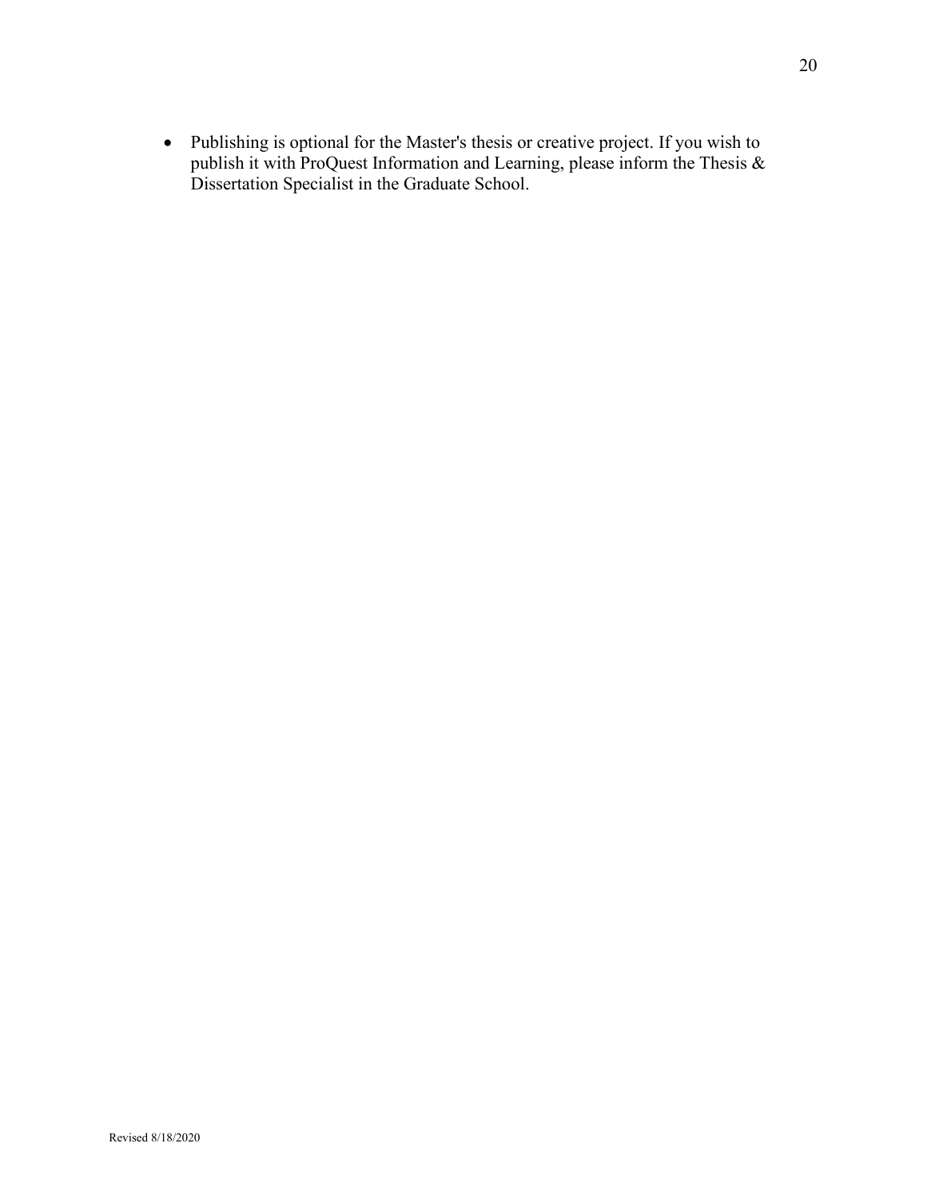- Publishing is optional for the Master's thesis or creative project. If you wish to publish it with ProQuest Information and Learning, please inform the Thesis & Dissertation Specialist in the Graduate School.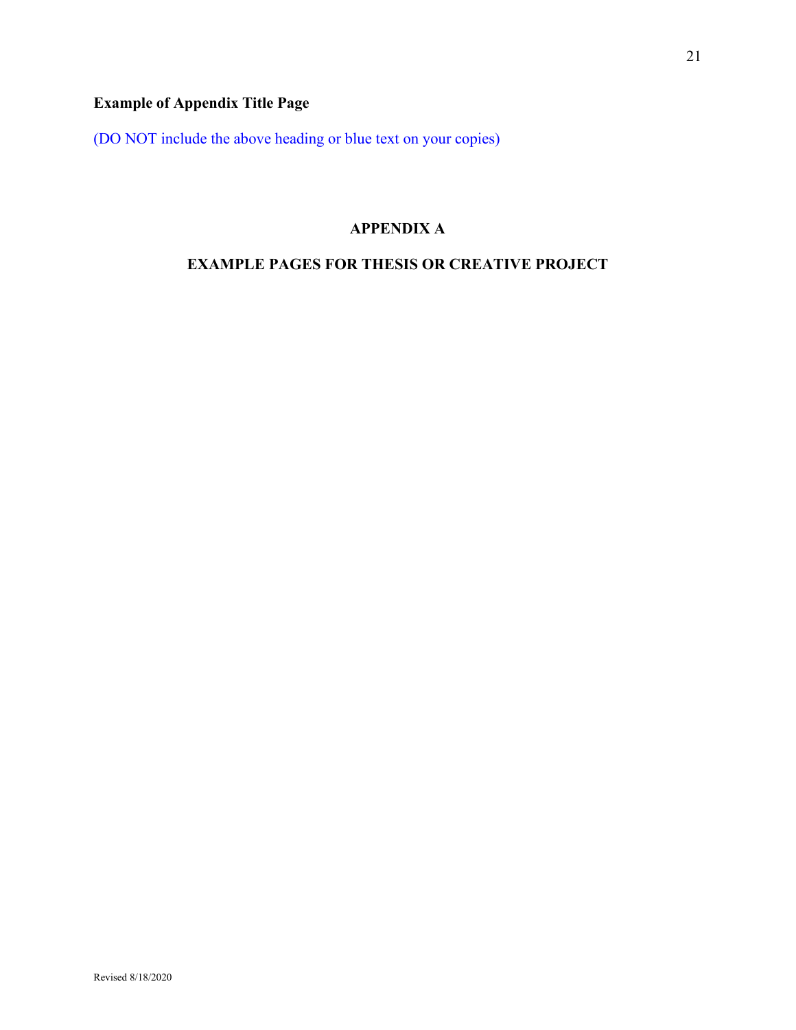**Example of Appendix Title Page**

(DO NOT include the above heading or blue text on your copies)

**APPENDIX A**

**EXAMPLE PAGES FOR THESIS OR CREATIVE PROJECT**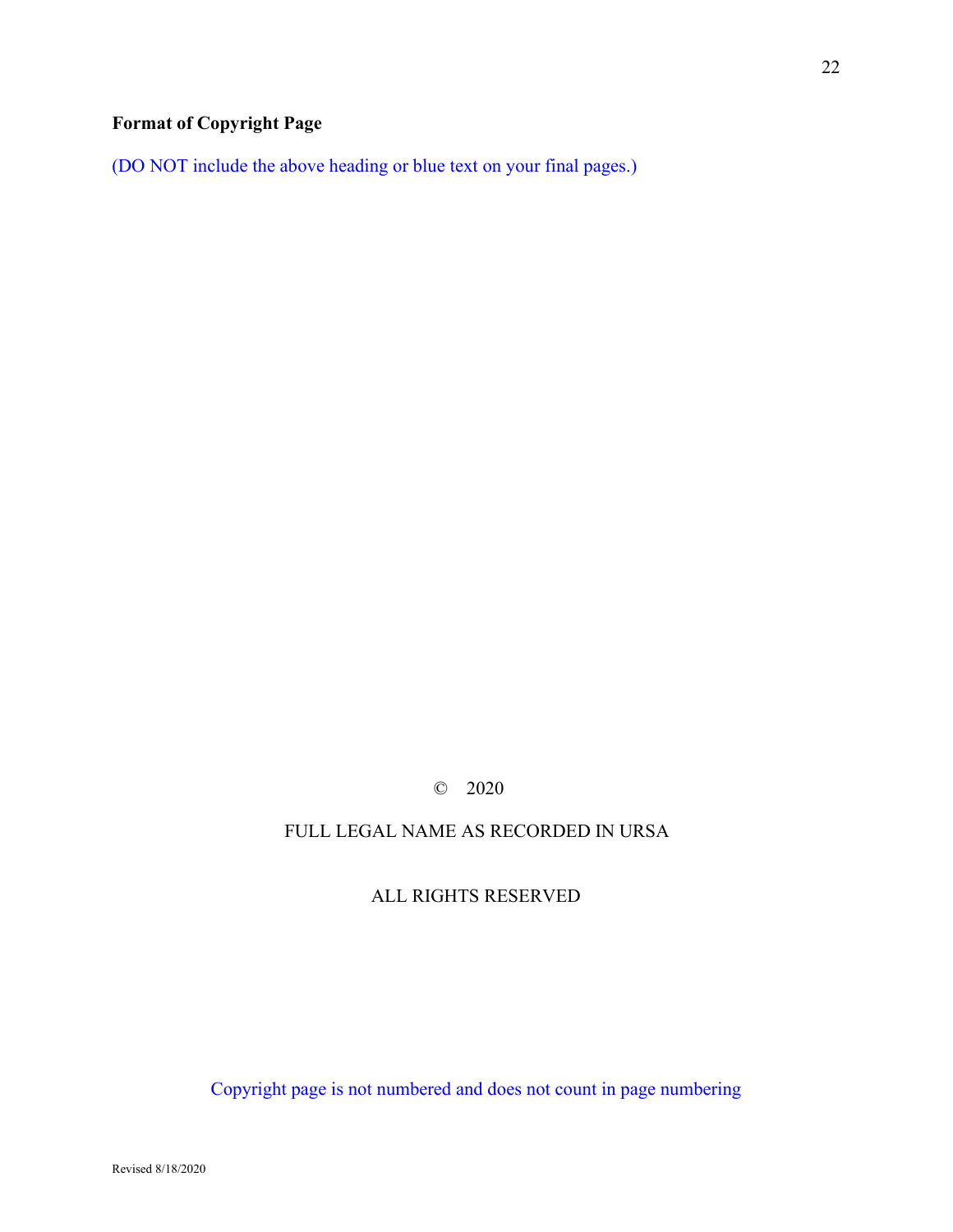**Format of Copyright Page**

(DO NOT include the above heading or blue text on your final pages.)

© 2020

FULL LEGAL NAME AS RECORDED IN URSA

ALL RIGHTS RESERVED

Copyright page is not numbered and does not count in page numbering

Revised 8/18/2020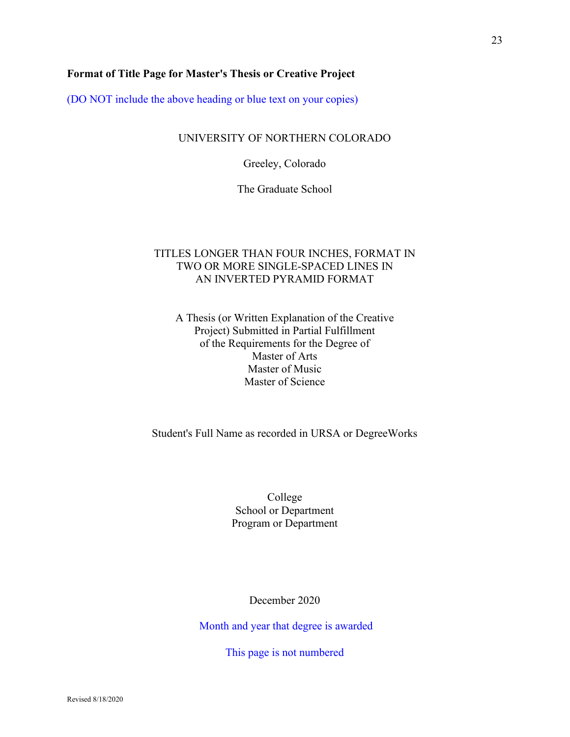**Format of Title Page for Master's Thesis or Creative Project**

(DO NOT include the above heading or blue text on your copies)

UNIVERSITY OF NORTHERN COLORADO

Greeley, Colorado

The Graduate School

TITLES LONGER THAN FOUR INCHES, FORMAT IN
TWO OR MORE SINGLE-SPACED LINES IN
AN INVERTED PYRAMID FORMAT

A Thesis (or Written Explanation of the Creative
Project) Submitted in Partial Fulfillment
of the Requirements for the Degree of
Master of Arts
Master of Music
Master of Science

Student's Full Name as recorded in URSA or DegreeWorks

College
School or Department
Program or Department

December 2020

Month and year that degree is awarded

This page is not numbered

Revised 8/18/2020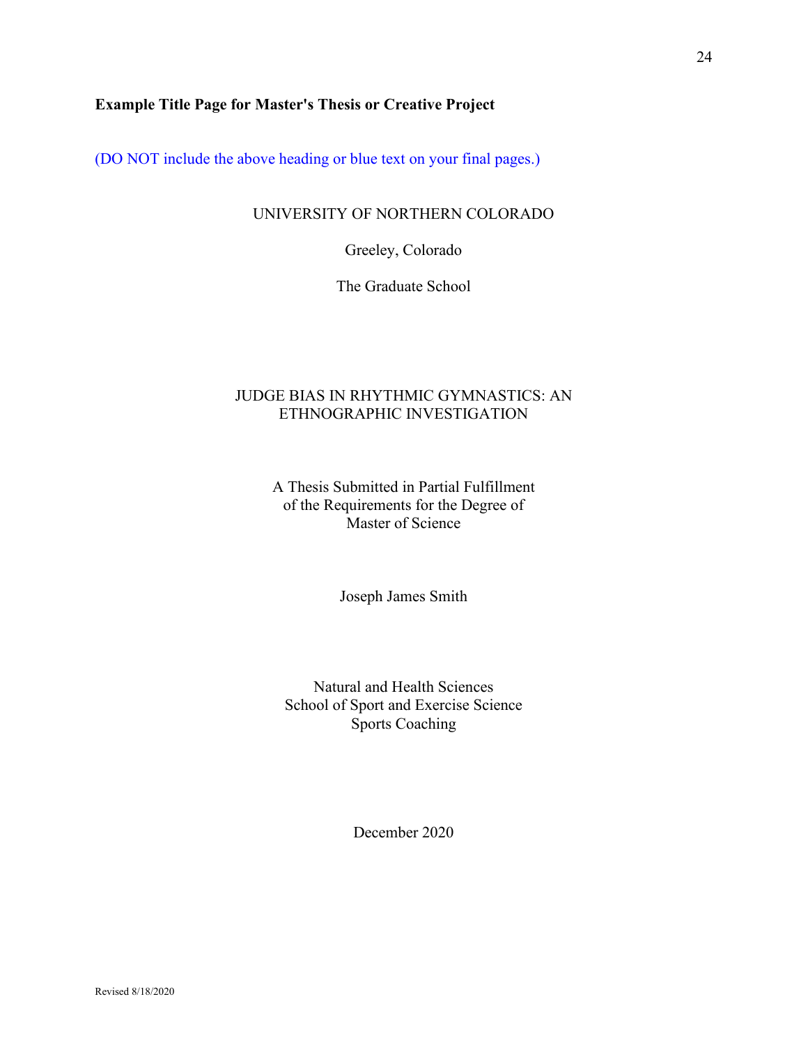**Example Title Page for Master's Thesis or Creative Project**

(DO NOT include the above heading or blue text on your final pages.)

UNIVERSITY OF NORTHERN COLORADO

Greeley, Colorado

The Graduate School

JUDGE BIAS IN RHYTHMIC GYMNASTICS: AN ETHNOGRAPHIC INVESTIGATION

A Thesis Submitted in Partial Fulfillment
of the Requirements for the Degree of
Master of Science

Joseph James Smith

Natural and Health Sciences
School of Sport and Exercise Science
Sports Coaching

December 2020

Revised 8/18/2020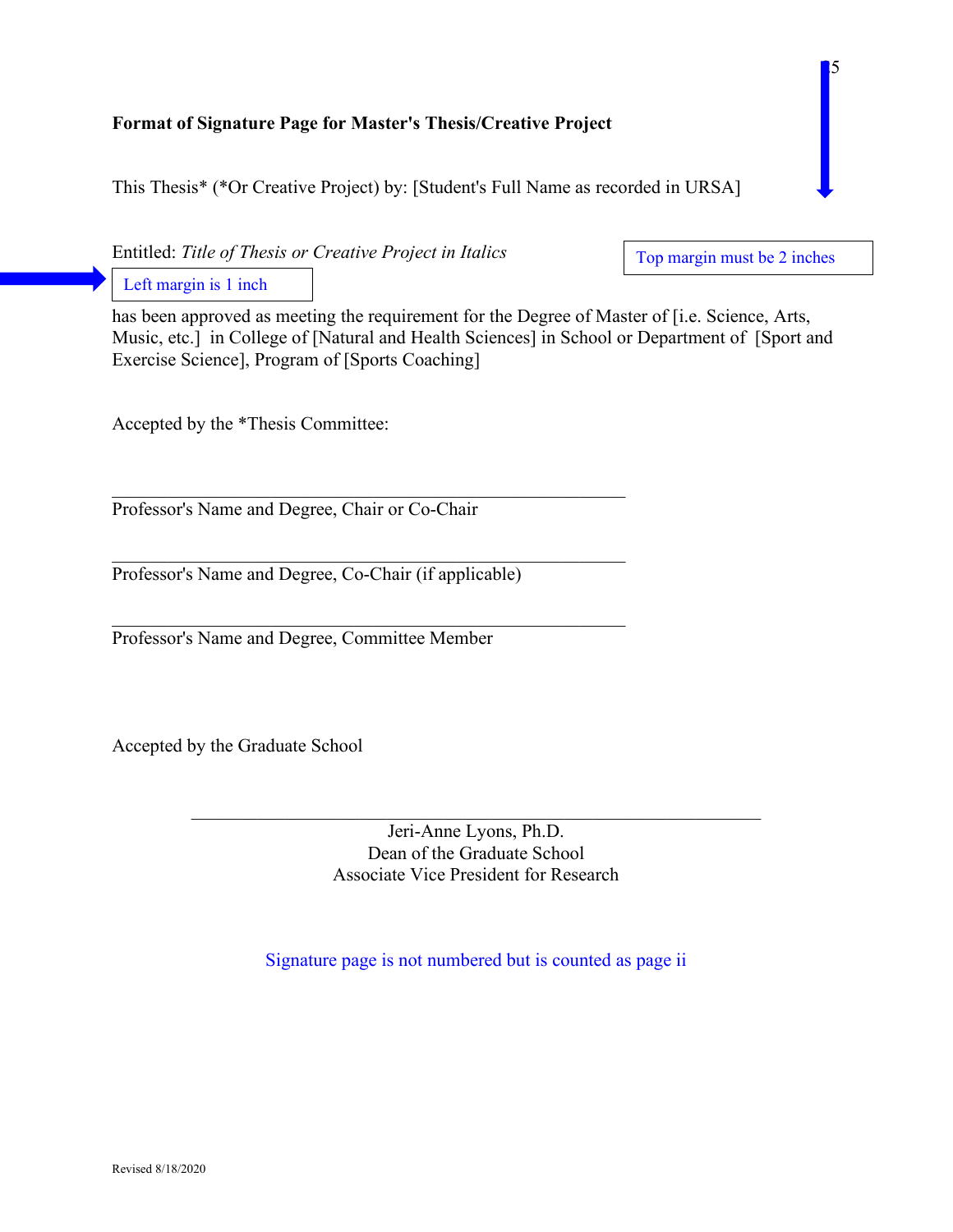**Format of Signature Page for Master's Thesis/Creative Project**

This Thesis* (*Or Creative Project) by: [Student's Full Name as recorded in URSA]

Entitled: *Title of Thesis or Creative Project in Italics*

Top margin must be 2 inches

Left margin is 1 inch

has been approved as meeting the requirement for the Degree of Master of [i.e. Science, Arts, Music, etc.] in College of [Natural and Health Sciences] in School or Department of [Sport and Exercise Science], Program of [Sports Coaching]

Accepted by the *Thesis Committee:

\_\_\_\_\_\_\_\_\_\_\_\_\_\_\_\_\_\_\_\_\_\_\_\_\_\_\_\_\_\_\_\_\_\_\_\_\_\_\_\_\_\_\_\_\_\_\_\_\_\_\_

Professor's Name and Degree, Chair or Co-Chair

\_\_\_\_\_\_\_\_\_\_\_\_\_\_\_\_\_\_\_\_\_\_\_\_\_\_\_\_\_\_\_\_\_\_\_\_\_\_\_\_\_\_\_\_\_\_\_\_\_\_\_

Professor's Name and Degree, Co-Chair (if applicable)

\_\_\_\_\_\_\_\_\_\_\_\_\_\_\_\_\_\_\_\_\_\_\_\_\_\_\_\_\_\_\_\_\_\_\_\_\_\_\_\_\_\_\_\_\_\_\_\_\_\_\_

Professor's Name and Degree, Committee Member

Accepted by the Graduate School

\_\_\_\_\_\_\_\_\_\_\_\_\_\_\_\_\_\_\_\_\_\_\_\_\_\_\_\_\_\_\_\_\_\_\_\_\_\_\_\_\_\_\_\_\_\_\_\_\_\_\_\_\_\_\_\_

Jeri-Anne Lyons, Ph.D.
Dean of the Graduate School
Associate Vice President for Research

Signature page is not numbered but is counted as page ii

Revised 8/18/2020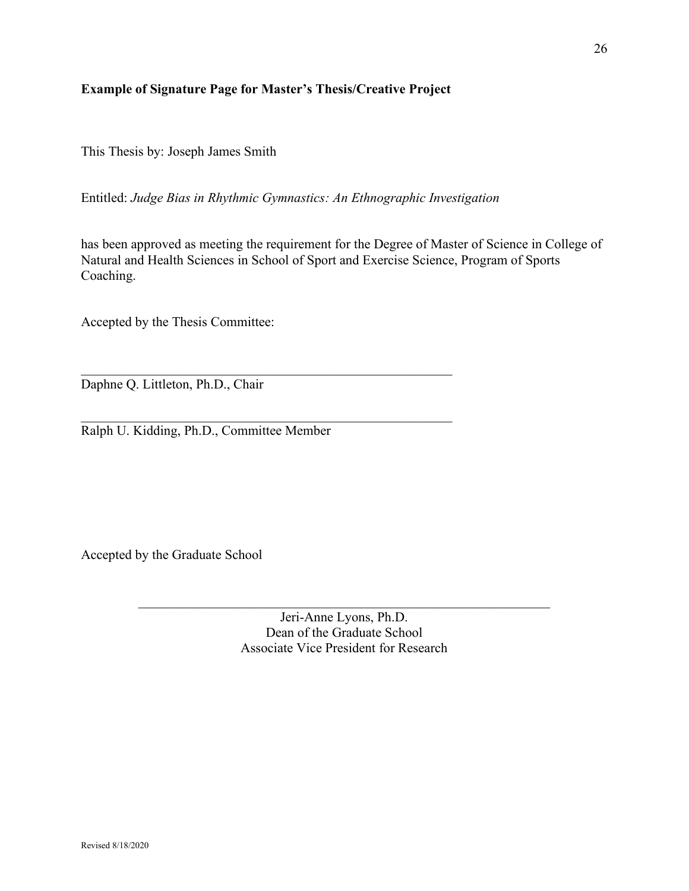**Example of Signature Page for Master's Thesis/Creative Project**

This Thesis by: Joseph James Smith

Entitled: *Judge Bias in Rhythmic Gymnastics: An Ethnographic Investigation*

has been approved as meeting the requirement for the Degree of Master of Science in College of Natural and Health Sciences in School of Sport and Exercise Science, Program of Sports Coaching.

Accepted by the Thesis Committee:

\_\_\_\_\_\_\_\_\_\_\_\_\_\_\_\_\_\_\_\_\_\_\_\_\_\_\_\_\_\_\_\_\_\_\_\_\_\_\_\_\_\_\_\_\_\_\_\_\_\_\_\_\_\_\_\_\_\_

Daphne Q. Littleton, Ph.D., Chair

\_\_\_\_\_\_\_\_\_\_\_\_\_\_\_\_\_\_\_\_\_\_\_\_\_\_\_\_\_\_\_\_\_\_\_\_\_\_\_\_\_\_\_\_\_\_\_\_\_\_\_\_\_\_\_\_\_\_

Ralph U. Kidding, Ph.D., Committee Member

Accepted by the Graduate School

\_\_\_\_\_\_\_\_\_\_\_\_\_\_\_\_\_\_\_\_\_\_\_\_\_\_\_\_\_\_\_\_\_\_\_\_\_\_\_\_\_\_\_\_\_\_\_\_\_\_\_\_\_\_\_\_\_\_\_\_\_\_

Jeri-Anne Lyons, Ph.D.
Dean of the Graduate School
Associate Vice President for Research

Revised 8/18/2020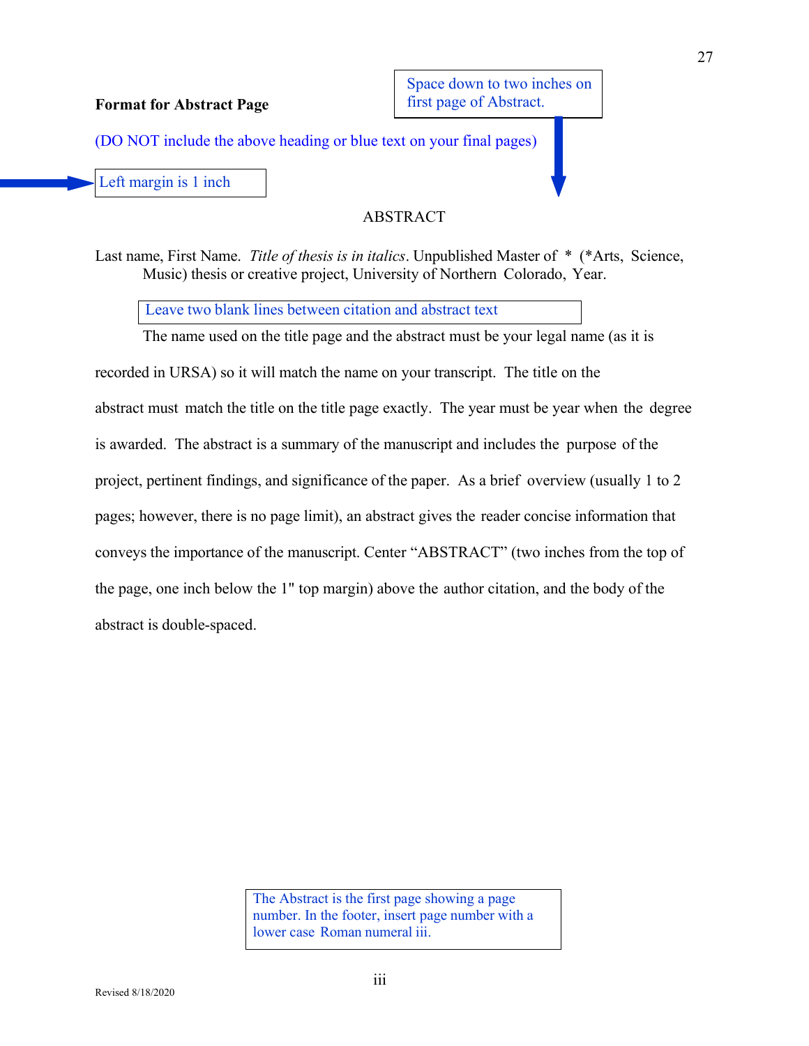**Format for Abstract Page**

Space down to two inches on first page of Abstract.

(DO NOT include the above heading or blue text on your final pages)

Left margin is 1 inch

ABSTRACT

Last name, First Name. *Title of thesis is in italics*. Unpublished Master of * (*Arts, Science, Music) thesis or creative project, University of Northern Colorado, Year.

Leave two blank lines between citation and abstract text

The name used on the title page and the abstract must be your legal name (as it is recorded in URSA) so it will match the name on your transcript. The title on the abstract must match the title on the title page exactly. The year must be year when the degree is awarded. The abstract is a summary of the manuscript and includes the purpose of the project, pertinent findings, and significance of the paper. As a brief overview (usually 1 to 2 pages; however, there is no page limit), an abstract gives the reader concise information that conveys the importance of the manuscript. Center "ABSTRACT" (two inches from the top of the page, one inch below the 1" top margin) above the author citation, and the body of the abstract is double-spaced.

The Abstract is the first page showing a page number. In the footer, insert page number with a lower case Roman numeral iii.

iii

Revised 8/18/2020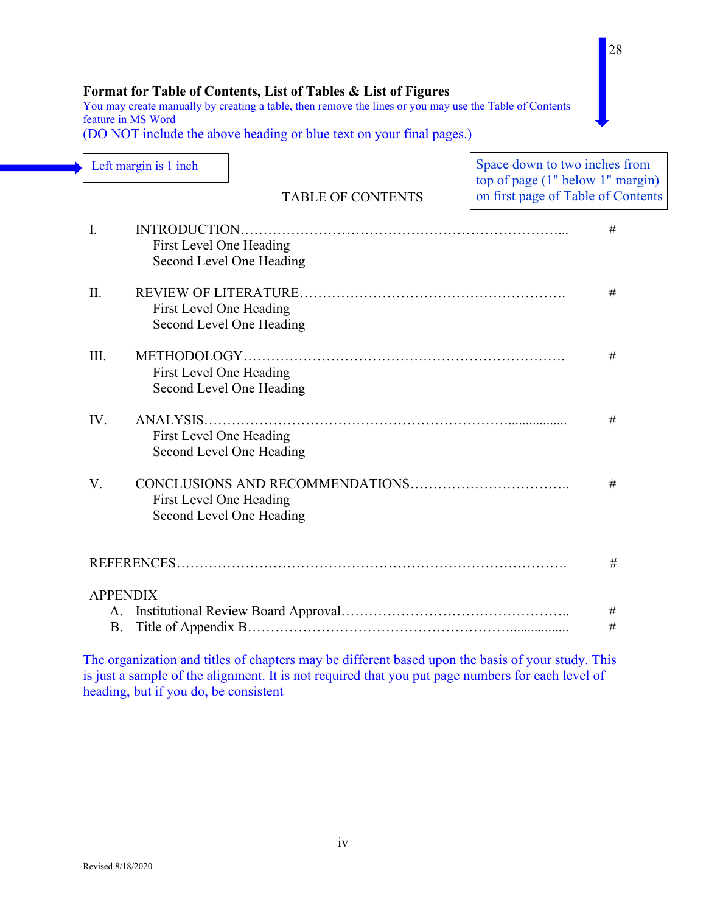**Format for Table of Contents, List of Tables & List of Figures**

You may create manually by creating a table, then remove the lines or you may use the Table of Contents feature in MS Word

(DO NOT include the above heading or blue text on your final pages.)

Left margin is 1 inch

Space down to two inches from top of page (1" below 1" margin) on first page of Table of Contents

TABLE OF CONTENTS

| | | |
|---|---|---|
| I. | INTRODUCTION………………………………………………………………... | # |
| | First Level One Heading | |
| | Second Level One Heading | |
| II. | REVIEW OF LITERATURE…………………………………………………. | # |
| | First Level One Heading | |
| | Second Level One Heading | |
| III. | METHODOLOGY……………………………………………………………. | # |
| | First Level One Heading | |
| | Second Level One Heading | |
| IV. | ANALYSIS………………………………………………………….................. | # |
| | First Level One Heading | |
| | Second Level One Heading | |
| V. | CONCLUSIONS AND RECOMMENDATIONS…………………………….. | # |
| | First Level One Heading | |
| | Second Level One Heading | |

| | |
|---|---|
| REFERENCES………………………………………………………………………. | # |
| APPENDIX | |
| A. Institutional Review Board Approval………………………………………….. | # |
| B. Title of Appendix B…………………………………………………................. | # |

The organization and titles of chapters may be different based upon the basis of your study. This is just a sample of the alignment. It is not required that you put page numbers for each level of heading, but if you do, be consistent

Revised 8/18/2020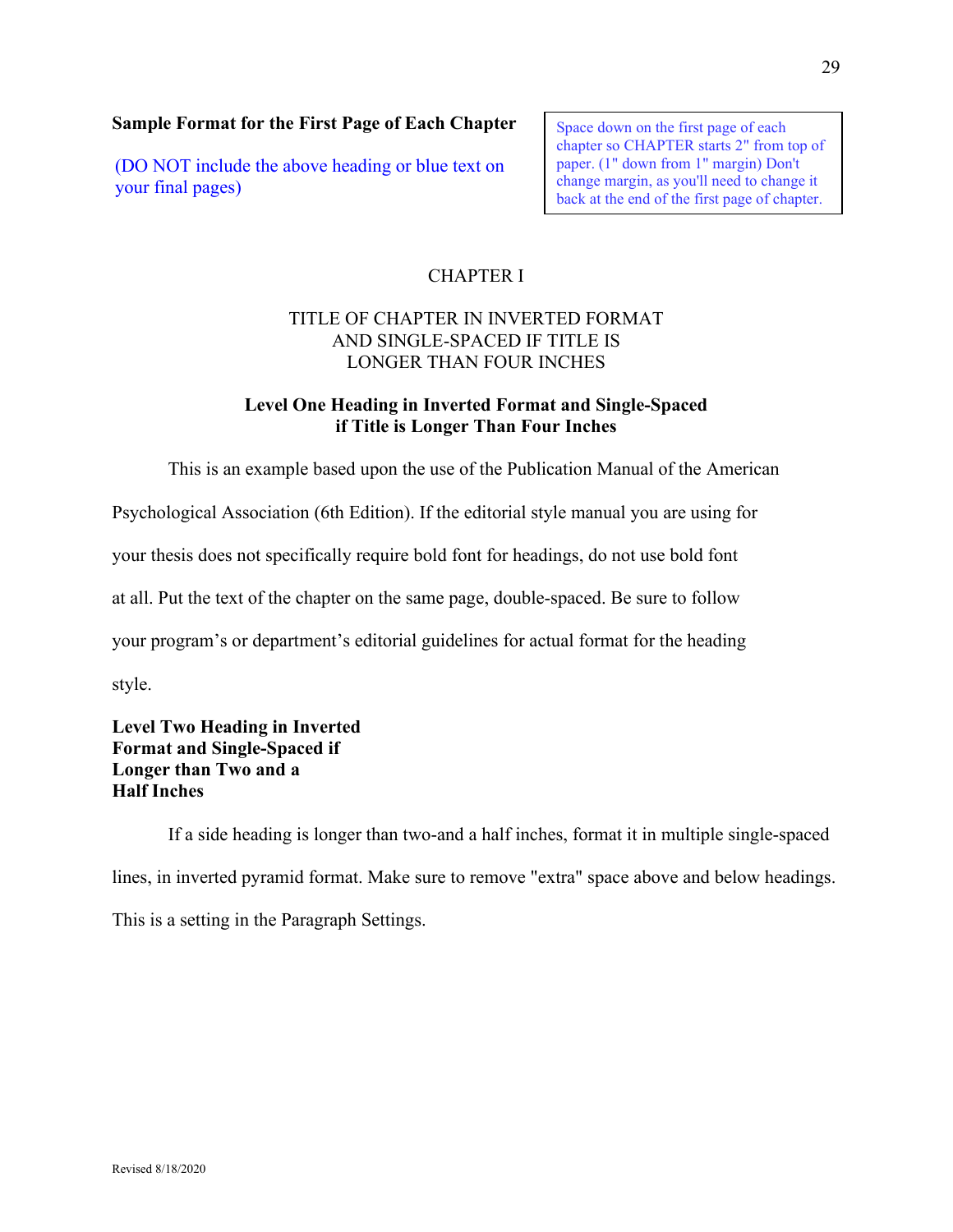**Sample Format for the First Page of Each Chapter**

(DO NOT include the above heading or blue text on your final pages)

Space down on the first page of each chapter so CHAPTER starts 2" from top of paper. (1" down from 1" margin) Don't change margin, as you'll need to change it back at the end of the first page of chapter.

CHAPTER I

TITLE OF CHAPTER IN INVERTED FORMAT
AND SINGLE-SPACED IF TITLE IS
LONGER THAN FOUR INCHES

**Level One Heading in Inverted Format and Single-Spaced**
**if Title is Longer Than Four Inches**

This is an example based upon the use of the Publication Manual of the American Psychological Association (6th Edition). If the editorial style manual you are using for your thesis does not specifically require bold font for headings, do not use bold font at all. Put the text of the chapter on the same page, double-spaced. Be sure to follow your program's or department's editorial guidelines for actual format for the heading style.

**Level Two Heading in Inverted**
**Format and Single-Spaced if**
**Longer than Two and a**
**Half Inches**

If a side heading is longer than two-and a half inches, format it in multiple single-spaced lines, in inverted pyramid format. Make sure to remove "extra" space above and below headings. This is a setting in the Paragraph Settings.

Revised 8/18/2020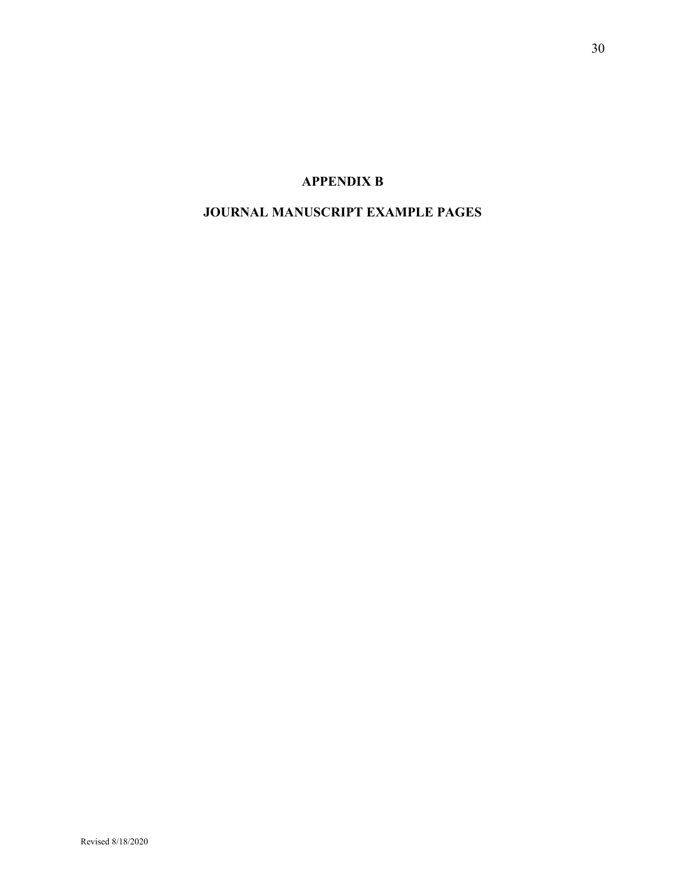# APPENDIX B

# JOURNAL MANUSCRIPT EXAMPLE PAGES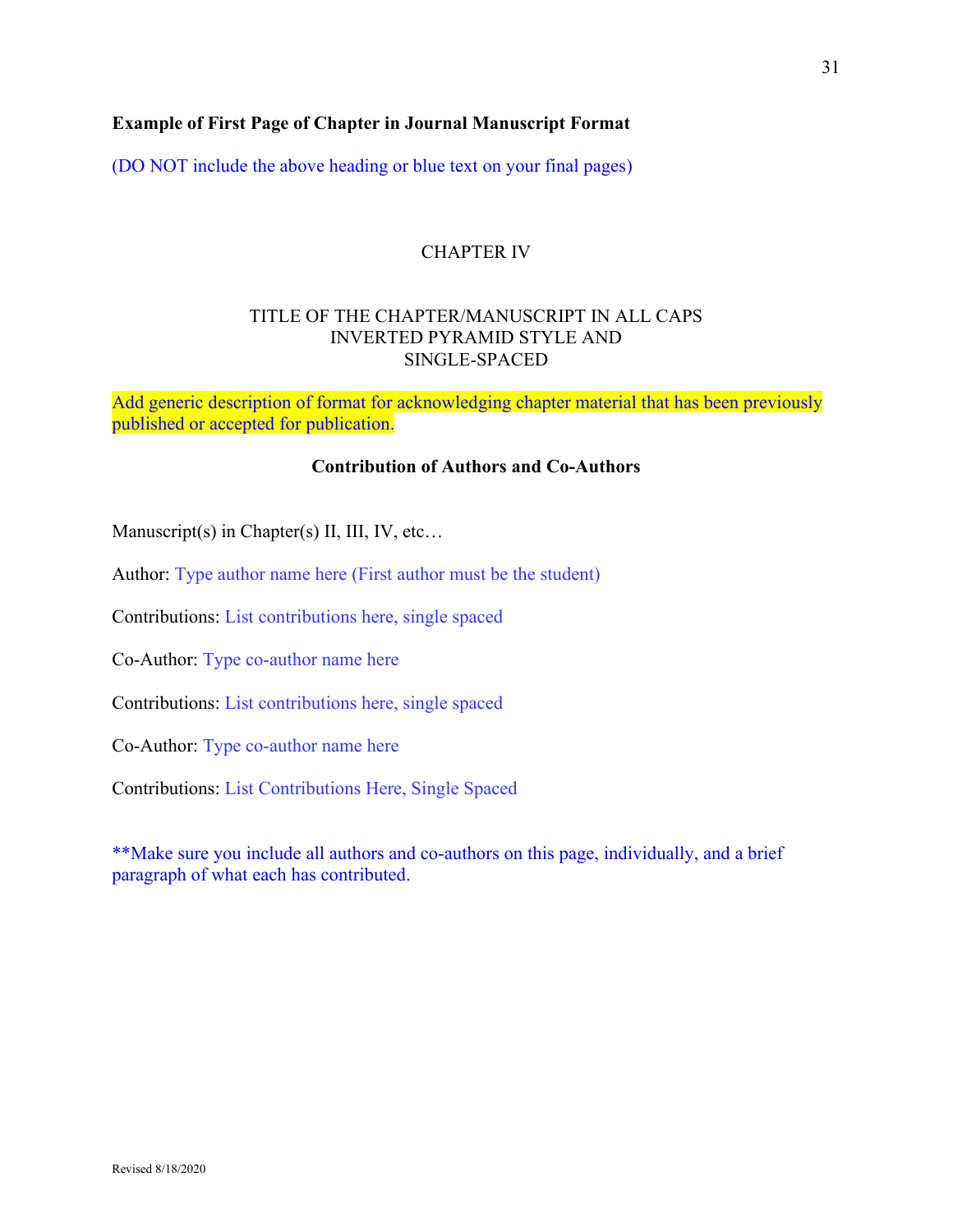**Example of First Page of Chapter in Journal Manuscript Format**

(DO NOT include the above heading or blue text on your final pages)

CHAPTER IV

TITLE OF THE CHAPTER/MANUSCRIPT IN ALL CAPS
INVERTED PYRAMID STYLE AND
SINGLE-SPACED

Add generic description of format for acknowledging chapter material that has been previously published or accepted for publication.

**Contribution of Authors and Co-Authors**

Manuscript(s) in Chapter(s) II, III, IV, etc…

Author: Type author name here (First author must be the student)

Contributions: List contributions here, single spaced

Co-Author: Type co-author name here

Contributions: List contributions here, single spaced

Co-Author: Type co-author name here

Contributions: List Contributions Here, Single Spaced

**Make sure you include all authors and co-authors on this page, individually, and a brief paragraph of what each has contributed.

Revised 8/18/2020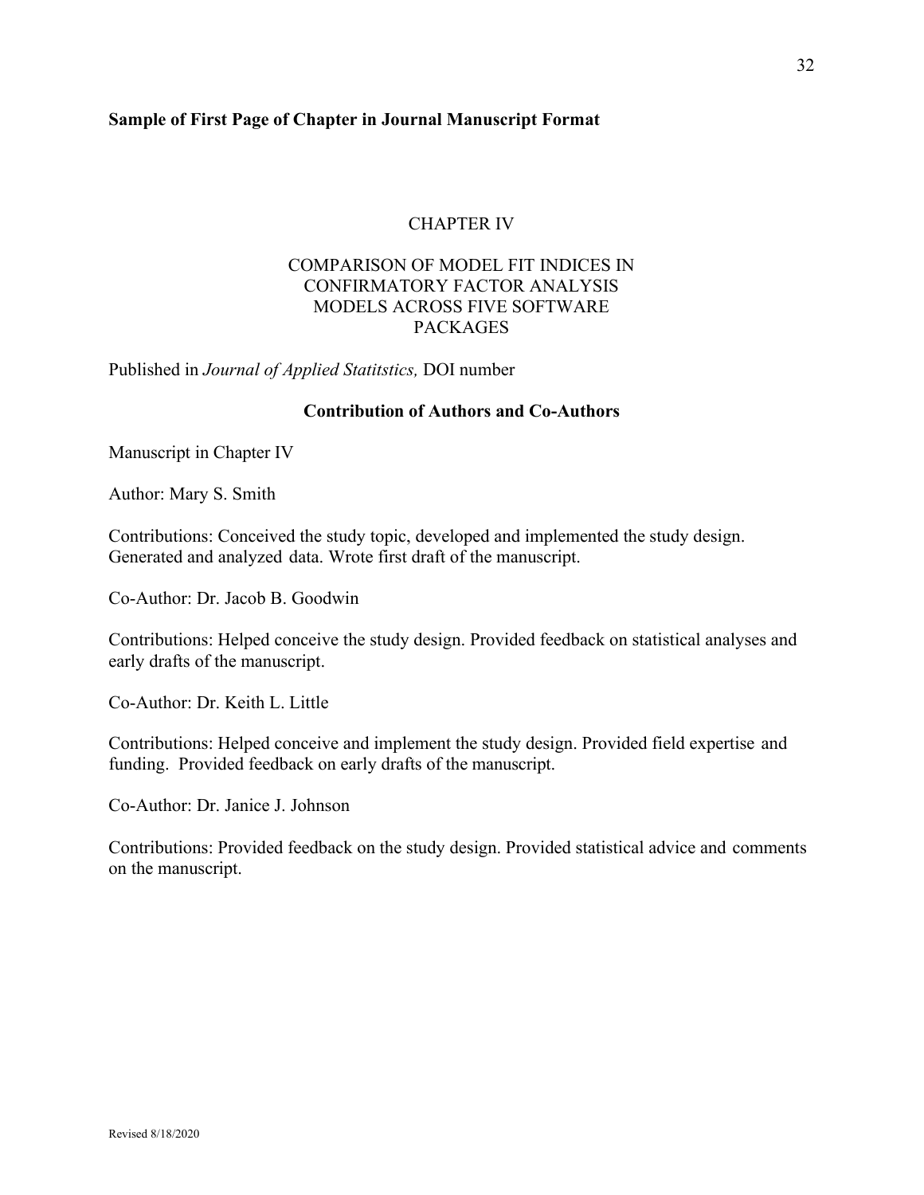**Sample of First Page of Chapter in Journal Manuscript Format**

# CHAPTER IV

## COMPARISON OF MODEL FIT INDICES IN CONFIRMATORY FACTOR ANALYSIS MODELS ACROSS FIVE SOFTWARE PACKAGES

Published in *Journal of Applied Statitstics,* DOI number

**Contribution of Authors and Co-Authors**

Manuscript in Chapter IV

Author: Mary S. Smith

Contributions: Conceived the study topic, developed and implemented the study design. Generated and analyzed data. Wrote first draft of the manuscript.

Co-Author: Dr. Jacob B. Goodwin

Contributions: Helped conceive the study design. Provided feedback on statistical analyses and early drafts of the manuscript.

Co-Author: Dr. Keith L. Little

Contributions: Helped conceive and implement the study design. Provided field expertise and funding. Provided feedback on early drafts of the manuscript.

Co-Author: Dr. Janice J. Johnson

Contributions: Provided feedback on the study design. Provided statistical advice and comments on the manuscript.

Revised 8/18/2020